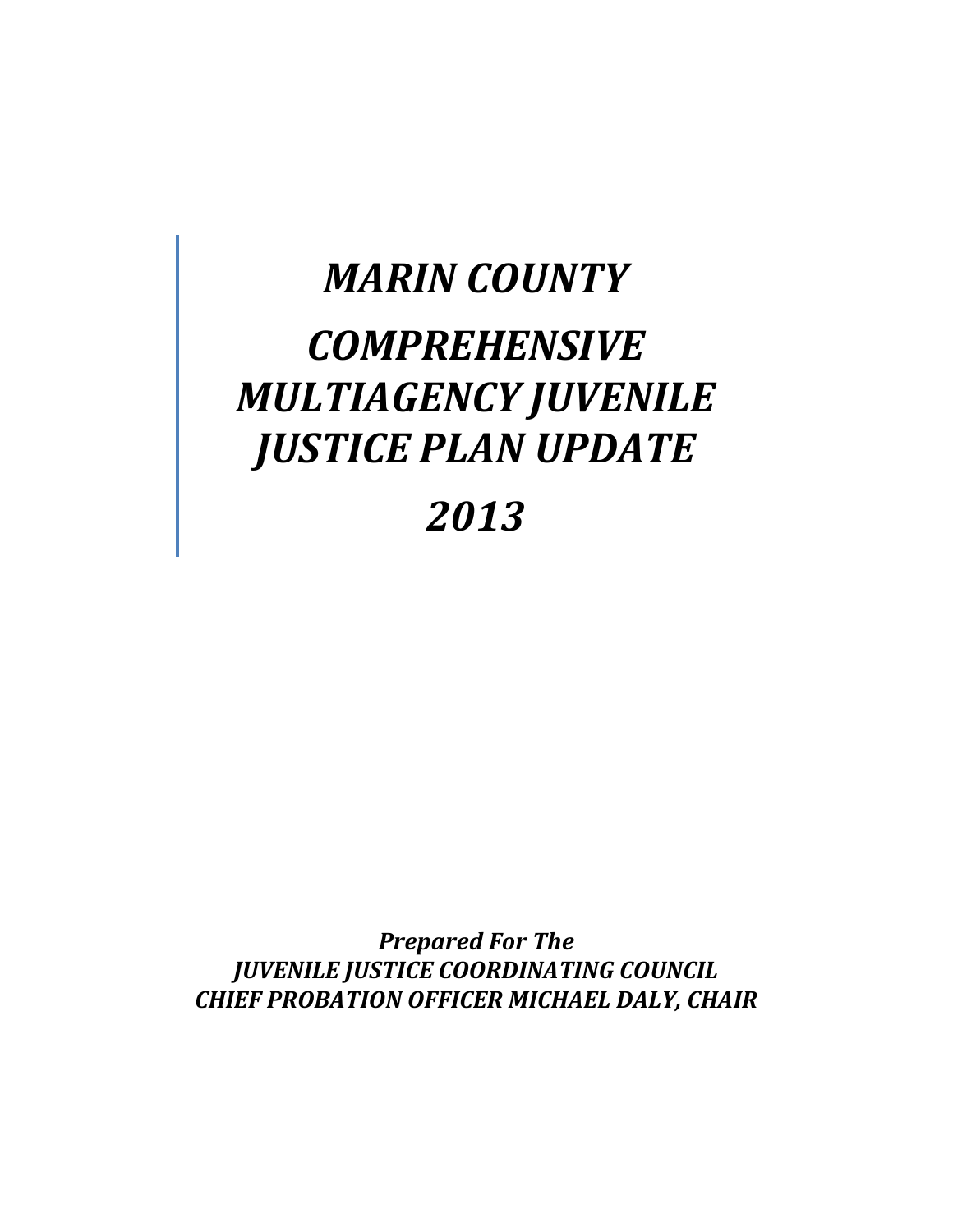# *MARIN COUNTY*

# *COMPREHENSIVE MULTIAGENCY JUVENILE JUSTICE PLAN UPDATE*

# *2013*

***Prepared For The***
***JUVENILE JUSTICE COORDINATING COUNCIL***
***CHIEF PROBATION OFFICER MICHAEL DALY, CHAIR***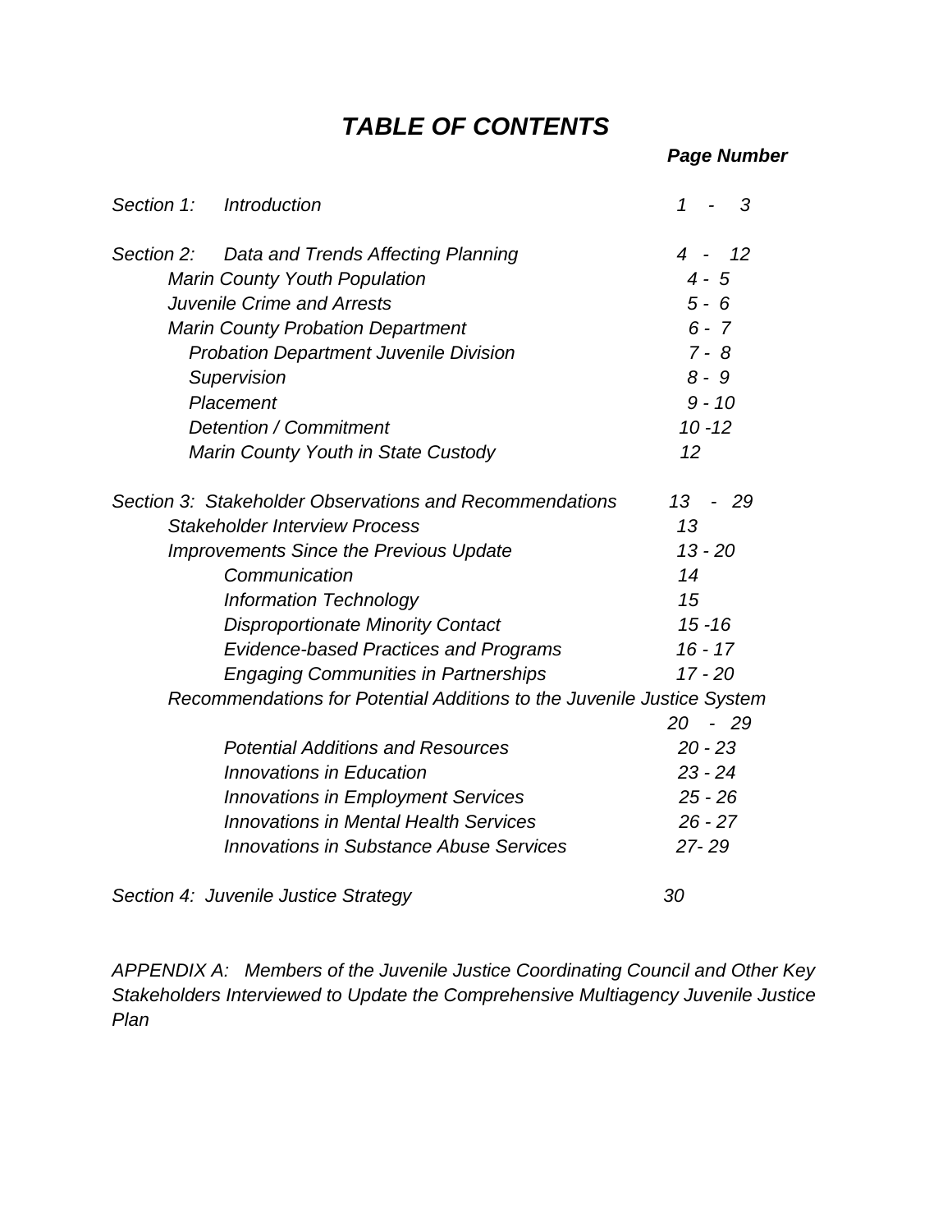# *TABLE OF CONTENTS*

| | ***Page Number*** |
|---|---|
| *Section 1: Introduction* | *1 - 3* |
| *Section 2: Data and Trends Affecting Planning* | *4 - 12* |
| *Marin County Youth Population* | *4 - 5* |
| *Juvenile Crime and Arrests* | *5 - 6* |
| *Marin County Probation Department* | *6 - 7* |
| *Probation Department Juvenile Division* | *7 - 8* |
| *Supervision* | *8 - 9* |
| *Placement* | *9 - 10* |
| *Detention / Commitment* | *10 -12* |
| *Marin County Youth in State Custody* | *12* |
| *Section 3: Stakeholder Observations and Recommendations* | *13 - 29* |
| *Stakeholder Interview Process* | *13* |
| *Improvements Since the Previous Update* | *13 - 20* |
| *Communication* | *14* |
| *Information Technology* | *15* |
| *Disproportionate Minority Contact* | *15 -16* |
| *Evidence-based Practices and Programs* | *16 - 17* |
| *Engaging Communities in Partnerships* | *17 - 20* |
| *Recommendations for Potential Additions to the Juvenile Justice System* | *20 - 29* |
| *Potential Additions and Resources* | *20 - 23* |
| *Innovations in Education* | *23 - 24* |
| *Innovations in Employment Services* | *25 - 26* |
| *Innovations in Mental Health Services* | *26 - 27* |
| *Innovations in Substance Abuse Services* | *27- 29* |
| *Section 4: Juvenile Justice Strategy* | *30* |

*APPENDIX A: Members of the Juvenile Justice Coordinating Council and Other Key Stakeholders Interviewed to Update the Comprehensive Multiagency Juvenile Justice Plan*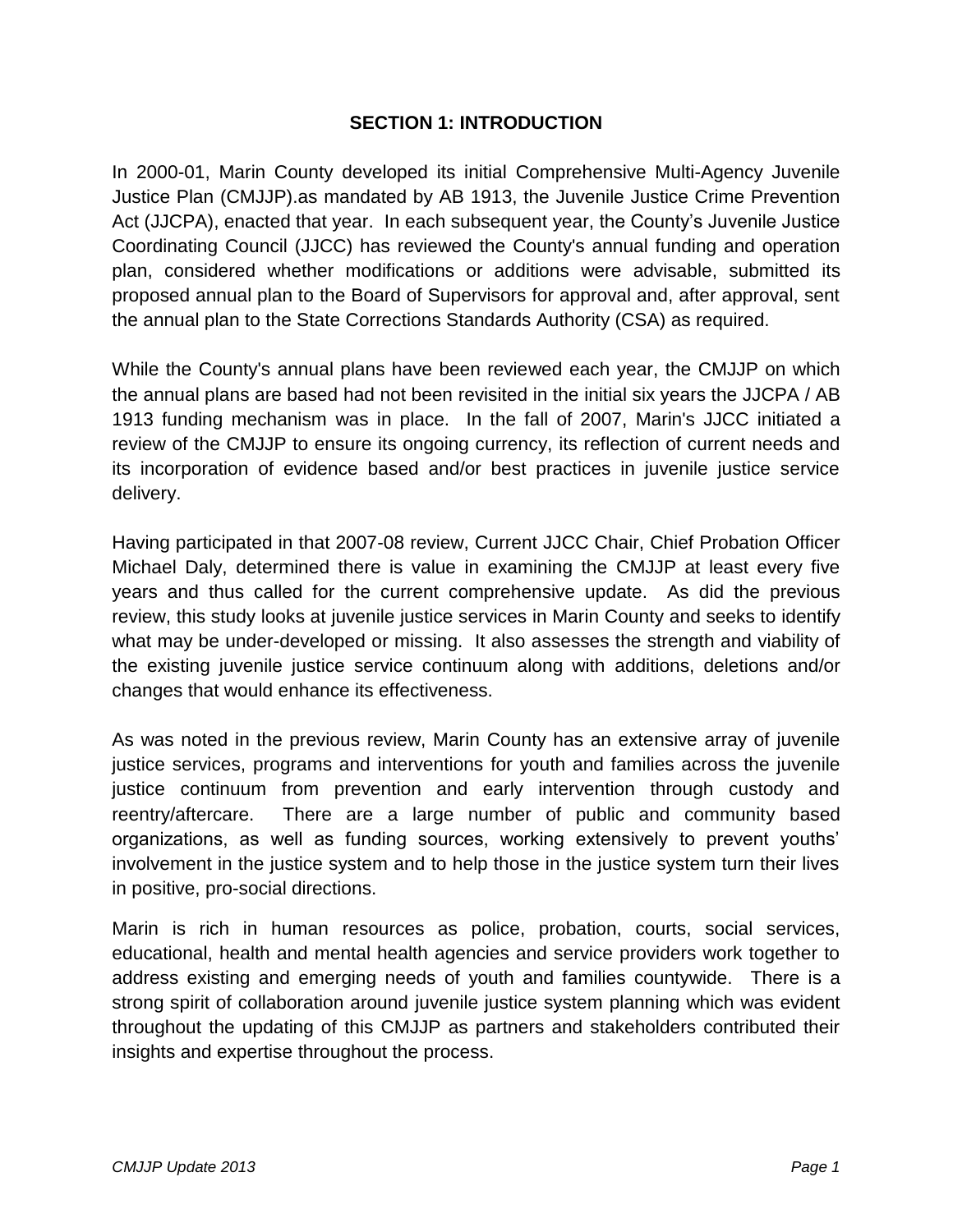# SECTION 1: INTRODUCTION

In 2000-01, Marin County developed its initial Comprehensive Multi-Agency Juvenile Justice Plan (CMJJP).as mandated by AB 1913, the Juvenile Justice Crime Prevention Act (JJCPA), enacted that year. In each subsequent year, the County's Juvenile Justice Coordinating Council (JJCC) has reviewed the County's annual funding and operation plan, considered whether modifications or additions were advisable, submitted its proposed annual plan to the Board of Supervisors for approval and, after approval, sent the annual plan to the State Corrections Standards Authority (CSA) as required.

While the County's annual plans have been reviewed each year, the CMJJP on which the annual plans are based had not been revisited in the initial six years the JJCPA / AB 1913 funding mechanism was in place. In the fall of 2007, Marin's JJCC initiated a review of the CMJJP to ensure its ongoing currency, its reflection of current needs and its incorporation of evidence based and/or best practices in juvenile justice service delivery.

Having participated in that 2007-08 review, Current JJCC Chair, Chief Probation Officer Michael Daly, determined there is value in examining the CMJJP at least every five years and thus called for the current comprehensive update. As did the previous review, this study looks at juvenile justice services in Marin County and seeks to identify what may be under-developed or missing. It also assesses the strength and viability of the existing juvenile justice service continuum along with additions, deletions and/or changes that would enhance its effectiveness.

As was noted in the previous review, Marin County has an extensive array of juvenile justice services, programs and interventions for youth and families across the juvenile justice continuum from prevention and early intervention through custody and reentry/aftercare. There are a large number of public and community based organizations, as well as funding sources, working extensively to prevent youths' involvement in the justice system and to help those in the justice system turn their lives in positive, pro-social directions.

Marin is rich in human resources as police, probation, courts, social services, educational, health and mental health agencies and service providers work together to address existing and emerging needs of youth and families countywide. There is a strong spirit of collaboration around juvenile justice system planning which was evident throughout the updating of this CMJJP as partners and stakeholders contributed their insights and expertise throughout the process.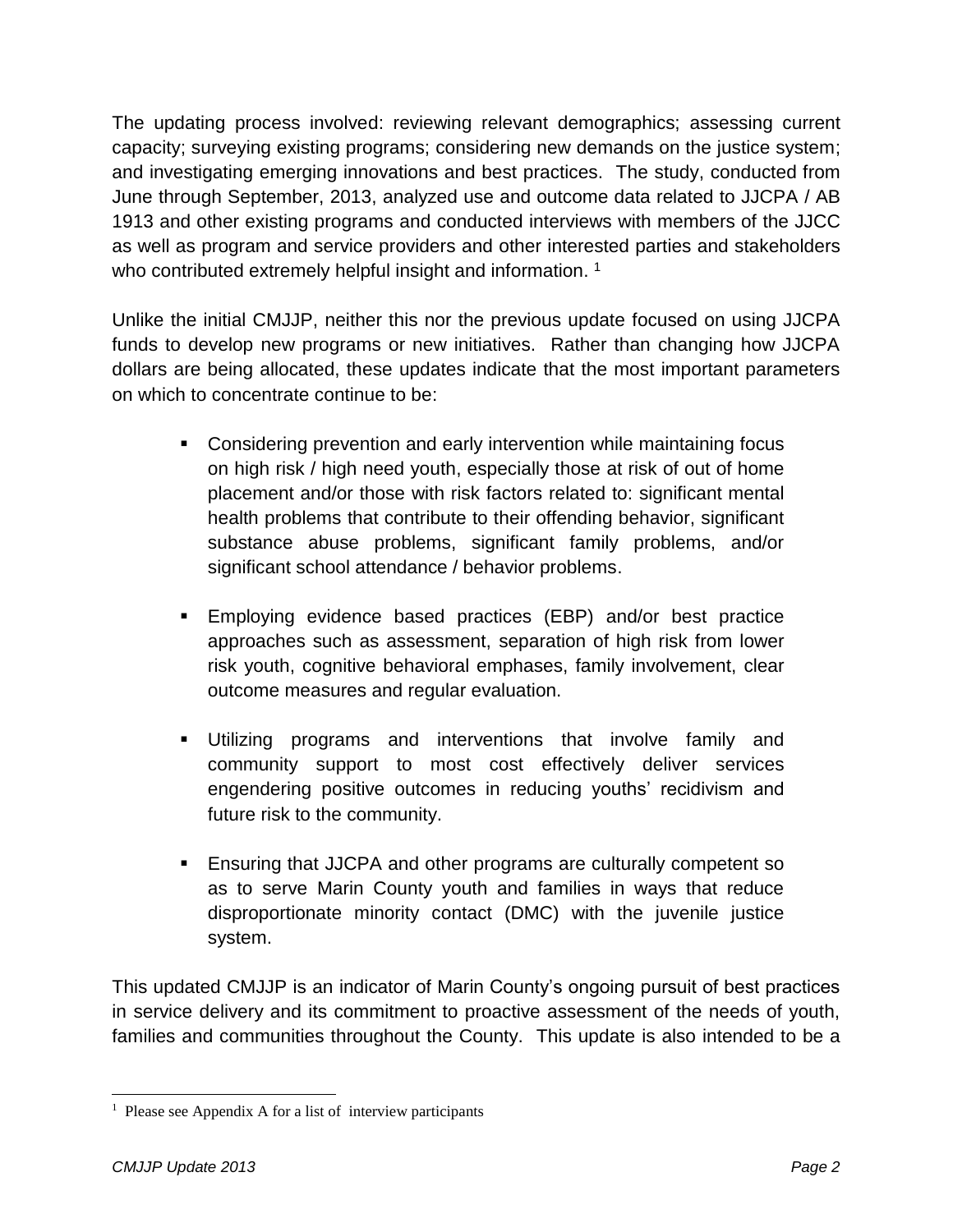The updating process involved: reviewing relevant demographics; assessing current capacity; surveying existing programs; considering new demands on the justice system; and investigating emerging innovations and best practices. The study, conducted from June through September, 2013, analyzed use and outcome data related to JJCPA / AB 1913 and other existing programs and conducted interviews with members of the JJCC as well as program and service providers and other interested parties and stakeholders who contributed extremely helpful insight and information. [1]

Unlike the initial CMJJP, neither this nor the previous update focused on using JJCPA funds to develop new programs or new initiatives. Rather than changing how JJCPA dollars are being allocated, these updates indicate that the most important parameters on which to concentrate continue to be:

- Considering prevention and early intervention while maintaining focus on high risk / high need youth, especially those at risk of out of home placement and/or those with risk factors related to: significant mental health problems that contribute to their offending behavior, significant substance abuse problems, significant family problems, and/or significant school attendance / behavior problems.
- Employing evidence based practices (EBP) and/or best practice approaches such as assessment, separation of high risk from lower risk youth, cognitive behavioral emphases, family involvement, clear outcome measures and regular evaluation.
- Utilizing programs and interventions that involve family and community support to most cost effectively deliver services engendering positive outcomes in reducing youths' recidivism and future risk to the community.
- Ensuring that JJCPA and other programs are culturally competent so as to serve Marin County youth and families in ways that reduce disproportionate minority contact (DMC) with the juvenile justice system.

This updated CMJJP is an indicator of Marin County's ongoing pursuit of best practices in service delivery and its commitment to proactive assessment of the needs of youth, families and communities throughout the County. This update is also intended to be a

[1] Please see Appendix A for a list of interview participants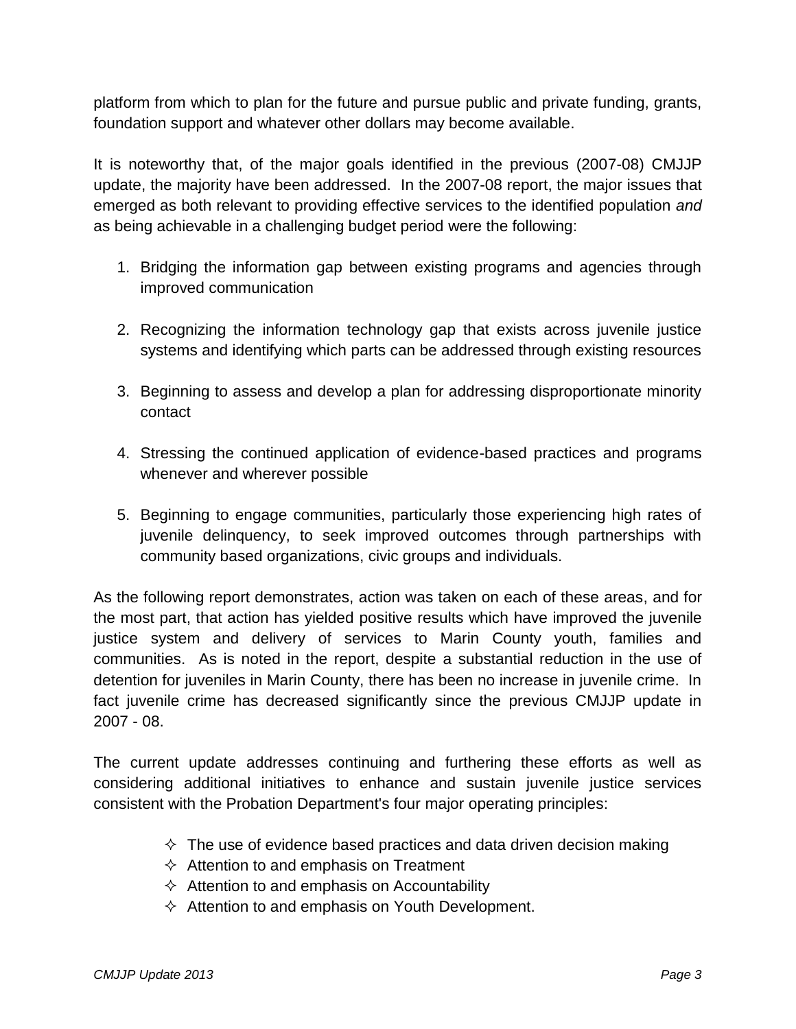platform from which to plan for the future and pursue public and private funding, grants, foundation support and whatever other dollars may become available.

It is noteworthy that, of the major goals identified in the previous (2007-08) CMJJP update, the majority have been addressed. In the 2007-08 report, the major issues that emerged as both relevant to providing effective services to the identified population *and* as being achievable in a challenging budget period were the following:

1. Bridging the information gap between existing programs and agencies through improved communication

2. Recognizing the information technology gap that exists across juvenile justice systems and identifying which parts can be addressed through existing resources

3. Beginning to assess and develop a plan for addressing disproportionate minority contact

4. Stressing the continued application of evidence-based practices and programs whenever and wherever possible

5. Beginning to engage communities, particularly those experiencing high rates of juvenile delinquency, to seek improved outcomes through partnerships with community based organizations, civic groups and individuals.

As the following report demonstrates, action was taken on each of these areas, and for the most part, that action has yielded positive results which have improved the juvenile justice system and delivery of services to Marin County youth, families and communities. As is noted in the report, despite a substantial reduction in the use of detention for juveniles in Marin County, there has been no increase in juvenile crime. In fact juvenile crime has decreased significantly since the previous CMJJP update in 2007 - 08.

The current update addresses continuing and furthering these efforts as well as considering additional initiatives to enhance and sustain juvenile justice services consistent with the Probation Department's four major operating principles:

- ✧ The use of evidence based practices and data driven decision making
- ✧ Attention to and emphasis on Treatment
- ✧ Attention to and emphasis on Accountability
- ✧ Attention to and emphasis on Youth Development.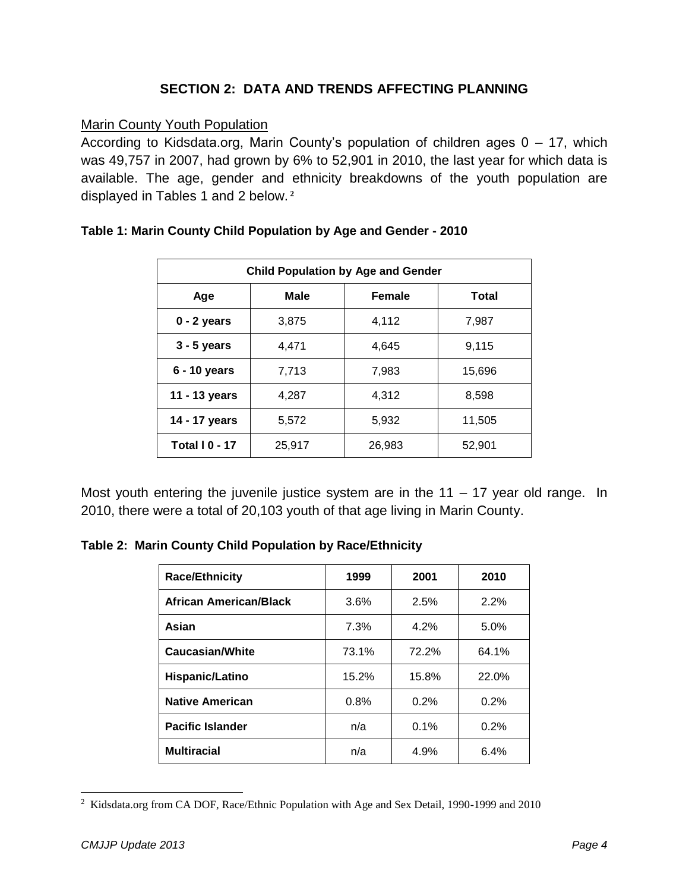## SECTION 2: DATA AND TRENDS AFFECTING PLANNING

Marin County Youth Population

According to Kidsdata.org, Marin County's population of children ages 0 – 17, which was 49,757 in 2007, had grown by 6% to 52,901 in 2010, the last year for which data is available. The age, gender and ethnicity breakdowns of the youth population are displayed in Tables 1 and 2 below.[2]

**Table 1: Marin County Child Population by Age and Gender - 2010**

| Child Population by Age and Gender | | | |
|---|---|---|---|
| **Age** | **Male** | **Female** | **Total** |
| **0 - 2 years** | 3,875 | 4,112 | 7,987 |
| **3 - 5 years** | 4,471 | 4,645 | 9,115 |
| **6 - 10 years** | 7,713 | 7,983 | 15,696 |
| **11 - 13 years** | 4,287 | 4,312 | 8,598 |
| **14 - 17 years** | 5,572 | 5,932 | 11,505 |
| **Total l 0 - 17** | 25,917 | 26,983 | 52,901 |

Most youth entering the juvenile justice system are in the 11 – 17 year old range. In 2010, there were a total of 20,103 youth of that age living in Marin County.

**Table 2: Marin County Child Population by Race/Ethnicity**

| Race/Ethnicity | 1999 | 2001 | 2010 |
|---|---|---|---|
| **African American/Black** | 3.6% | 2.5% | 2.2% |
| **Asian** | 7.3% | 4.2% | 5.0% |
| **Caucasian/White** | 73.1% | 72.2% | 64.1% |
| **Hispanic/Latino** | 15.2% | 15.8% | 22.0% |
| **Native American** | 0.8% | 0.2% | 0.2% |
| **Pacific Islander** | n/a | 0.1% | 0.2% |
| **Multiracial** | n/a | 4.9% | 6.4% |

[2] Kidsdata.org from CA DOF, Race/Ethnic Population with Age and Sex Detail, 1990-1999 and 2010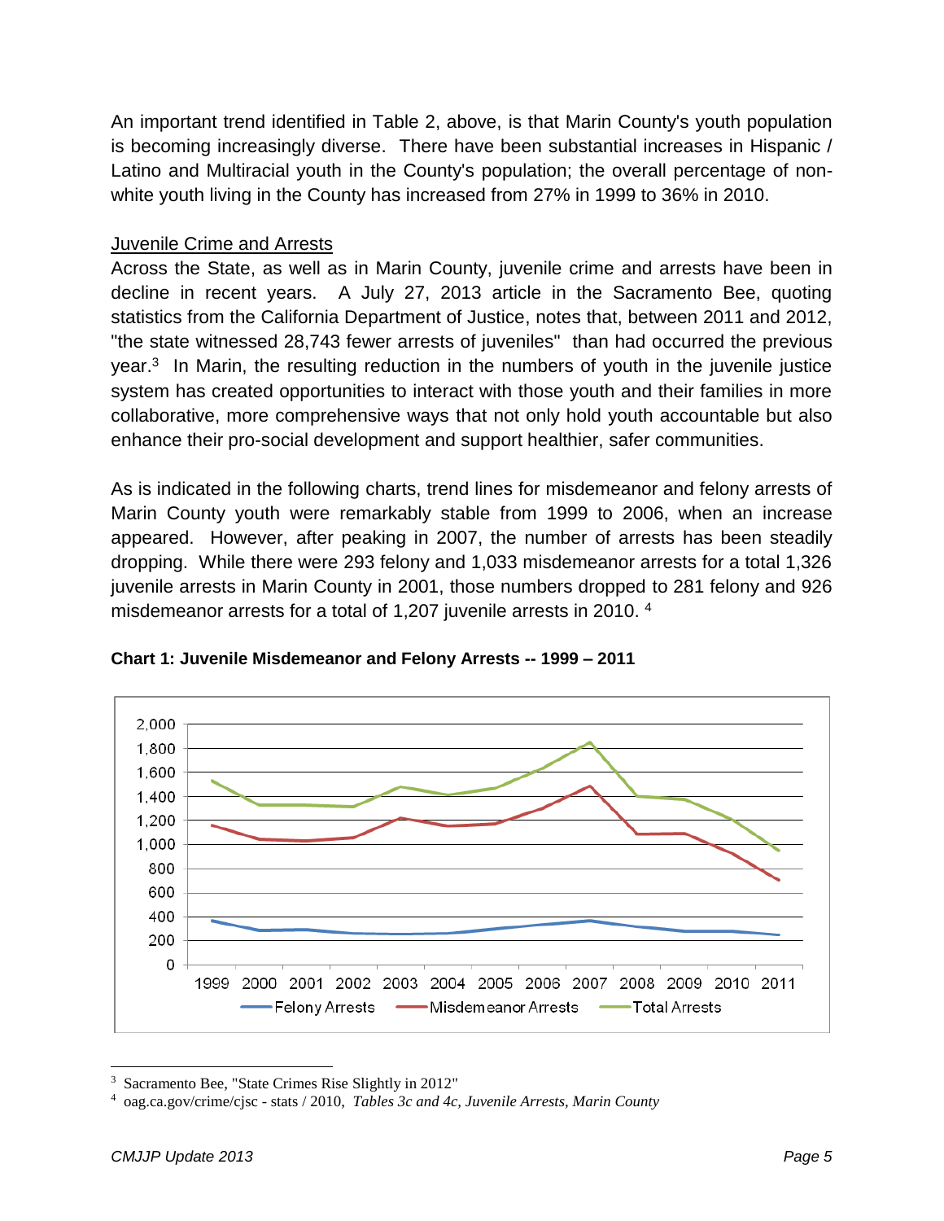An important trend identified in Table 2, above, is that Marin County's youth population is becoming increasingly diverse. There have been substantial increases in Hispanic / Latino and Multiracial youth in the County's population; the overall percentage of non-white youth living in the County has increased from 27% in 1999 to 36% in 2010.

<u>Juvenile Crime and Arrests</u>

Across the State, as well as in Marin County, juvenile crime and arrests have been in decline in recent years. A July 27, 2013 article in the Sacramento Bee, quoting statistics from the California Department of Justice, notes that, between 2011 and 2012, "the state witnessed 28,743 fewer arrests of juveniles" than had occurred the previous year.[3] In Marin, the resulting reduction in the numbers of youth in the juvenile justice system has created opportunities to interact with those youth and their families in more collaborative, more comprehensive ways that not only hold youth accountable but also enhance their pro-social development and support healthier, safer communities.

As is indicated in the following charts, trend lines for misdemeanor and felony arrests of Marin County youth were remarkably stable from 1999 to 2006, when an increase appeared. However, after peaking in 2007, the number of arrests has been steadily dropping. While there were 293 felony and 1,033 misdemeanor arrests for a total 1,326 juvenile arrests in Marin County in 2001, those numbers dropped to 281 felony and 926 misdemeanor arrests for a total of 1,207 juvenile arrests in 2010. [4]

**Chart 1: Juvenile Misdemeanor and Felony Arrests -- 1999 – 2011**

---

[3] Sacramento Bee, "State Crimes Rise Slightly in 2012"

[4] oag.ca.gov/crime/cjsc - stats / 2010, *Tables 3c and 4c, Juvenile Arrests, Marin County*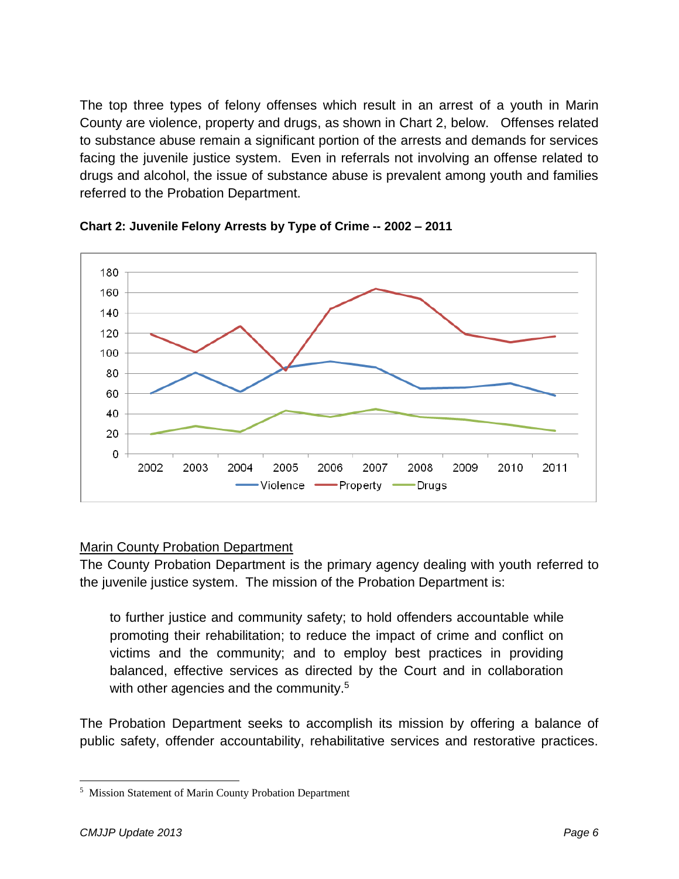The top three types of felony offenses which result in an arrest of a youth in Marin County are violence, property and drugs, as shown in Chart 2, below. Offenses related to substance abuse remain a significant portion of the arrests and demands for services facing the juvenile justice system. Even in referrals not involving an offense related to drugs and alcohol, the issue of substance abuse is prevalent among youth and families referred to the Probation Department.

**Chart 2: Juvenile Felony Arrests by Type of Crime -- 2002 – 2011**

<u>Marin County Probation Department</u>

The County Probation Department is the primary agency dealing with youth referred to the juvenile justice system. The mission of the Probation Department is:

> to further justice and community safety; to hold offenders accountable while promoting their rehabilitation; to reduce the impact of crime and conflict on victims and the community; and to employ best practices in providing balanced, effective services as directed by the Court and in collaboration with other agencies and the community.[5]

The Probation Department seeks to accomplish its mission by offering a balance of public safety, offender accountability, rehabilitative services and restorative practices.

---

[5] Mission Statement of Marin County Probation Department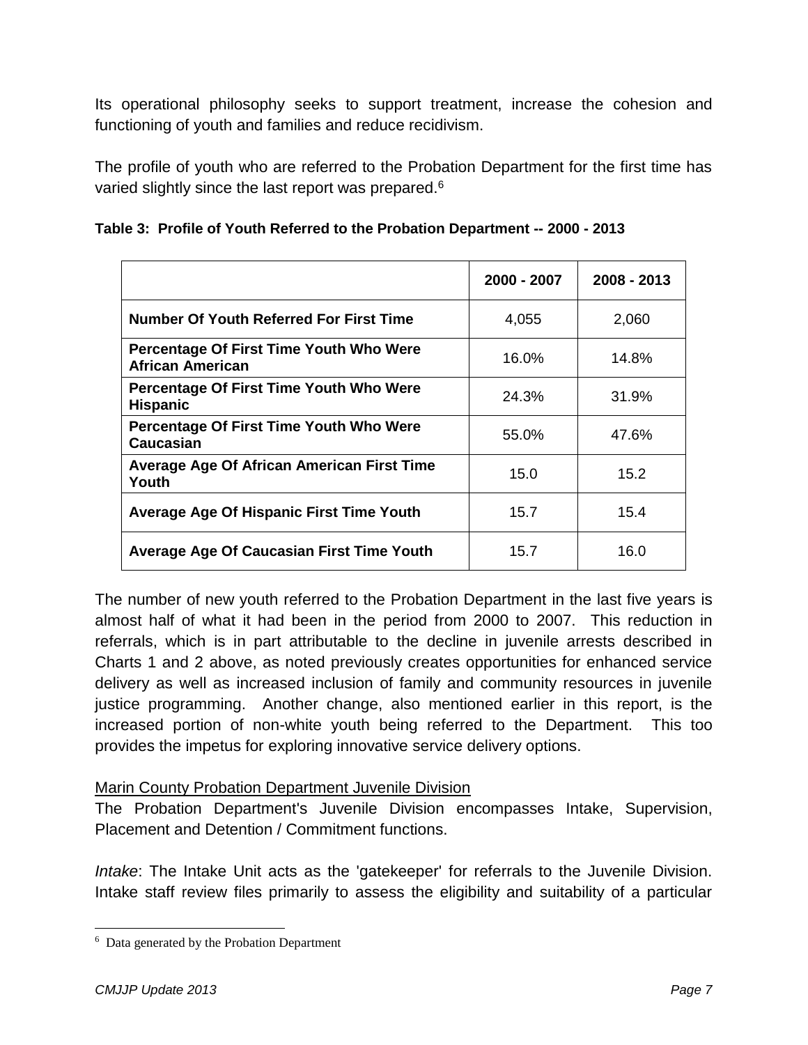Its operational philosophy seeks to support treatment, increase the cohesion and functioning of youth and families and reduce recidivism.

The profile of youth who are referred to the Probation Department for the first time has varied slightly since the last report was prepared.[6]

**Table 3: Profile of Youth Referred to the Probation Department -- 2000 - 2013**

| | 2000 - 2007 | 2008 - 2013 |
|---|---|---|
| **Number Of Youth Referred For First Time** | 4,055 | 2,060 |
| **Percentage Of First Time Youth Who Were African American** | 16.0% | 14.8% |
| **Percentage Of First Time Youth Who Were Hispanic** | 24.3% | 31.9% |
| **Percentage Of First Time Youth Who Were Caucasian** | 55.0% | 47.6% |
| **Average Age Of African American First Time Youth** | 15.0 | 15.2 |
| **Average Age Of Hispanic First Time Youth** | 15.7 | 15.4 |
| **Average Age Of Caucasian First Time Youth** | 15.7 | 16.0 |

The number of new youth referred to the Probation Department in the last five years is almost half of what it had been in the period from 2000 to 2007. This reduction in referrals, which is in part attributable to the decline in juvenile arrests described in Charts 1 and 2 above, as noted previously creates opportunities for enhanced service delivery as well as increased inclusion of family and community resources in juvenile justice programming. Another change, also mentioned earlier in this report, is the increased portion of non-white youth being referred to the Department. This too provides the impetus for exploring innovative service delivery options.

Marin County Probation Department Juvenile Division

The Probation Department's Juvenile Division encompasses Intake, Supervision, Placement and Detention / Commitment functions.

*Intake*: The Intake Unit acts as the 'gatekeeper' for referrals to the Juvenile Division. Intake staff review files primarily to assess the eligibility and suitability of a particular

[6] Data generated by the Probation Department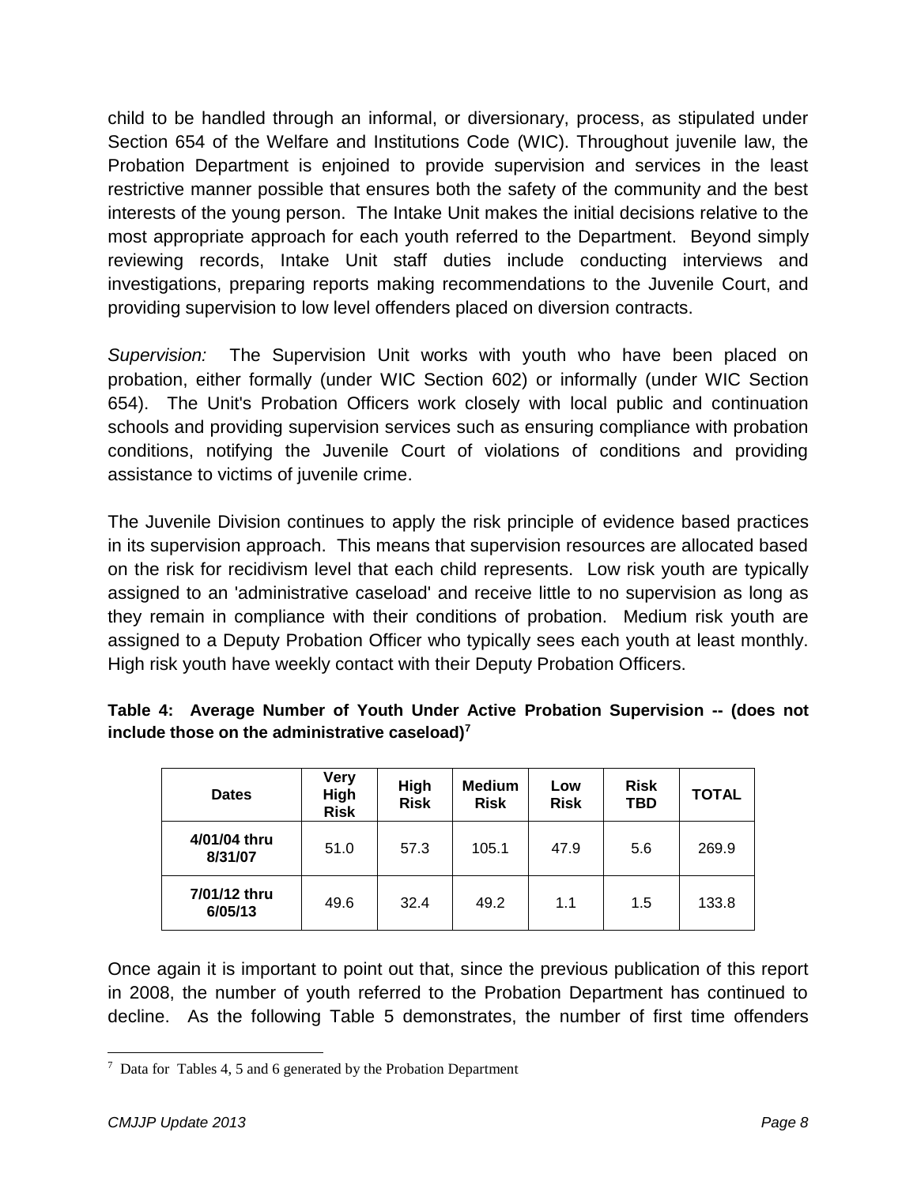child to be handled through an informal, or diversionary, process, as stipulated under Section 654 of the Welfare and Institutions Code (WIC). Throughout juvenile law, the Probation Department is enjoined to provide supervision and services in the least restrictive manner possible that ensures both the safety of the community and the best interests of the young person. The Intake Unit makes the initial decisions relative to the most appropriate approach for each youth referred to the Department. Beyond simply reviewing records, Intake Unit staff duties include conducting interviews and investigations, preparing reports making recommendations to the Juvenile Court, and providing supervision to low level offenders placed on diversion contracts.

*Supervision:* The Supervision Unit works with youth who have been placed on probation, either formally (under WIC Section 602) or informally (under WIC Section 654). The Unit's Probation Officers work closely with local public and continuation schools and providing supervision services such as ensuring compliance with probation conditions, notifying the Juvenile Court of violations of conditions and providing assistance to victims of juvenile crime.

The Juvenile Division continues to apply the risk principle of evidence based practices in its supervision approach. This means that supervision resources are allocated based on the risk for recidivism level that each child represents. Low risk youth are typically assigned to an 'administrative caseload' and receive little to no supervision as long as they remain in compliance with their conditions of probation. Medium risk youth are assigned to a Deputy Probation Officer who typically sees each youth at least monthly. High risk youth have weekly contact with their Deputy Probation Officers.

**Table 4: Average Number of Youth Under Active Probation Supervision -- (does not include those on the administrative caseload)[7]**

| Dates | Very High Risk | High Risk | Medium Risk | Low Risk | Risk TBD | TOTAL |
|---|---|---|---|---|---|---|
| 4/01/04 thru 8/31/07 | 51.0 | 57.3 | 105.1 | 47.9 | 5.6 | 269.9 |
| 7/01/12 thru 6/05/13 | 49.6 | 32.4 | 49.2 | 1.1 | 1.5 | 133.8 |

Once again it is important to point out that, since the previous publication of this report in 2008, the number of youth referred to the Probation Department has continued to decline. As the following Table 5 demonstrates, the number of first time offenders

[7] Data for Tables 4, 5 and 6 generated by the Probation Department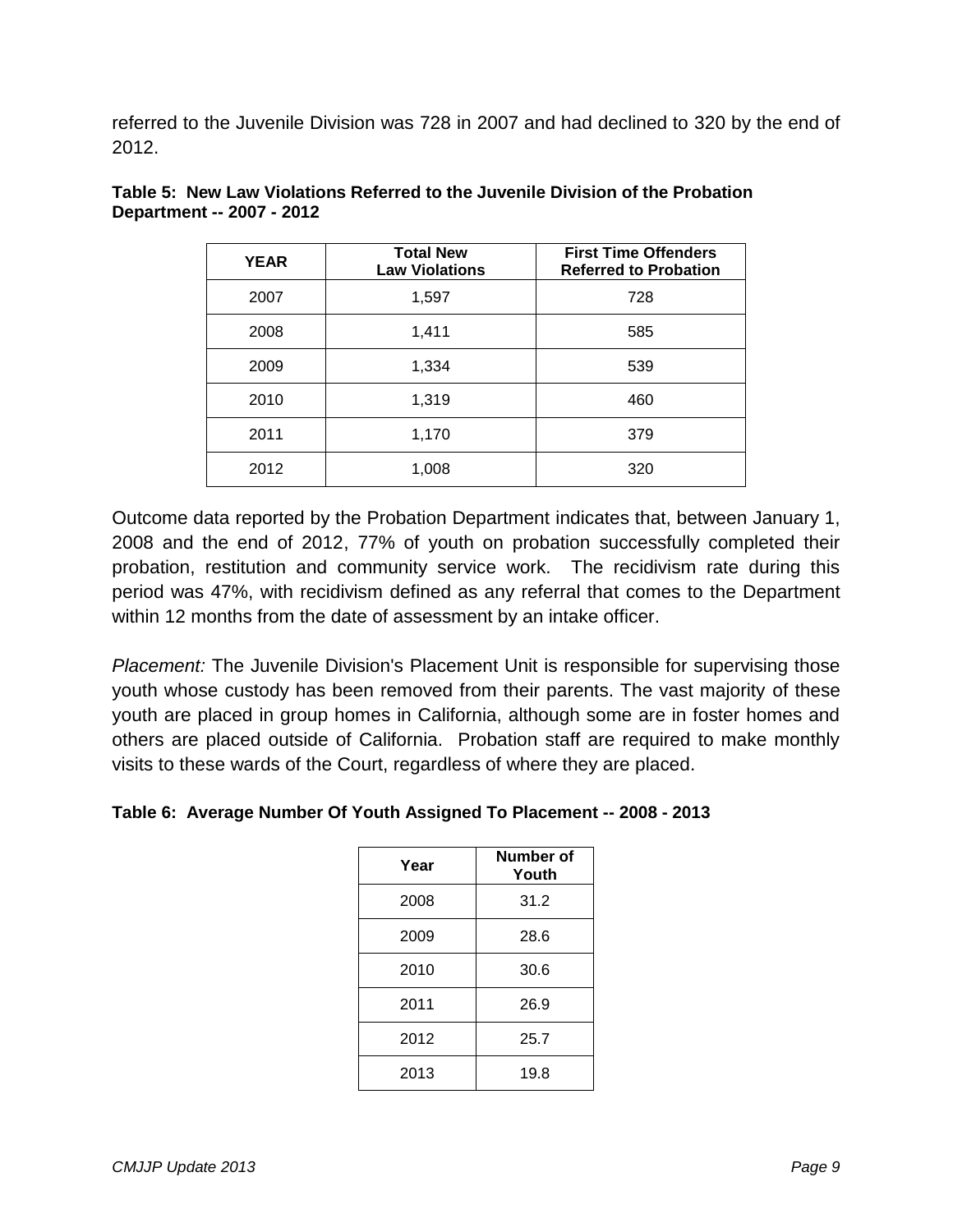referred to the Juvenile Division was 728 in 2007 and had declined to 320 by the end of 2012.

**Table 5: New Law Violations Referred to the Juvenile Division of the Probation Department -- 2007 - 2012**

| YEAR | Total New Law Violations | First Time Offenders Referred to Probation |
|---|---|---|
| 2007 | 1,597 | 728 |
| 2008 | 1,411 | 585 |
| 2009 | 1,334 | 539 |
| 2010 | 1,319 | 460 |
| 2011 | 1,170 | 379 |
| 2012 | 1,008 | 320 |

Outcome data reported by the Probation Department indicates that, between January 1, 2008 and the end of 2012, 77% of youth on probation successfully completed their probation, restitution and community service work. The recidivism rate during this period was 47%, with recidivism defined as any referral that comes to the Department within 12 months from the date of assessment by an intake officer.

*Placement:* The Juvenile Division's Placement Unit is responsible for supervising those youth whose custody has been removed from their parents. The vast majority of these youth are placed in group homes in California, although some are in foster homes and others are placed outside of California. Probation staff are required to make monthly visits to these wards of the Court, regardless of where they are placed.

**Table 6: Average Number Of Youth Assigned To Placement -- 2008 - 2013**

| Year | Number of Youth |
|---|---|
| 2008 | 31.2 |
| 2009 | 28.6 |
| 2010 | 30.6 |
| 2011 | 26.9 |
| 2012 | 25.7 |
| 2013 | 19.8 |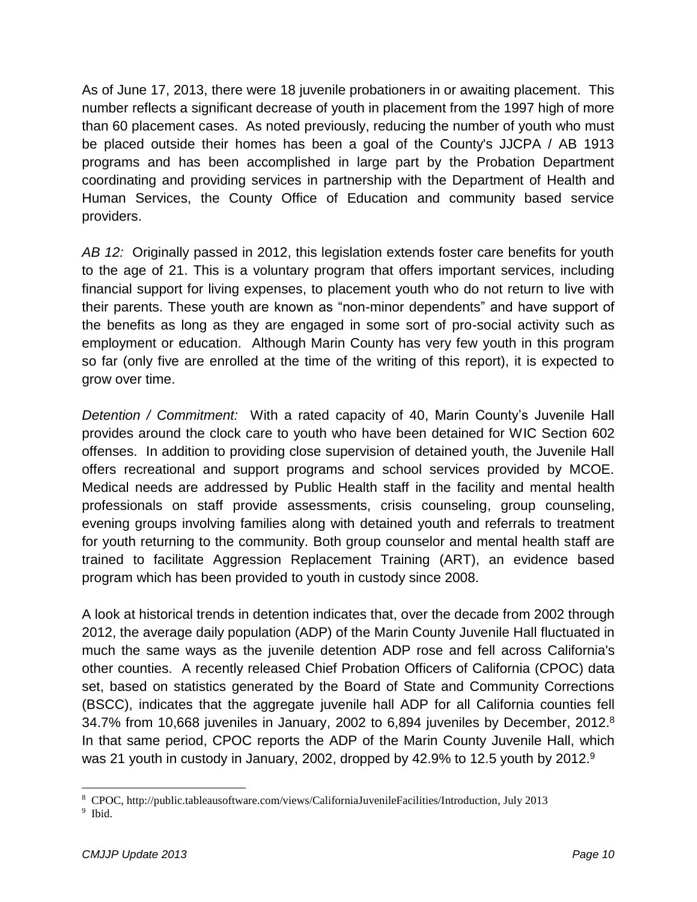As of June 17, 2013, there were 18 juvenile probationers in or awaiting placement. This number reflects a significant decrease of youth in placement from the 1997 high of more than 60 placement cases. As noted previously, reducing the number of youth who must be placed outside their homes has been a goal of the County's JJCPA / AB 1913 programs and has been accomplished in large part by the Probation Department coordinating and providing services in partnership with the Department of Health and Human Services, the County Office of Education and community based service providers.

*AB 12:* Originally passed in 2012, this legislation extends foster care benefits for youth to the age of 21. This is a voluntary program that offers important services, including financial support for living expenses, to placement youth who do not return to live with their parents. These youth are known as "non-minor dependents" and have support of the benefits as long as they are engaged in some sort of pro-social activity such as employment or education. Although Marin County has very few youth in this program so far (only five are enrolled at the time of the writing of this report), it is expected to grow over time.

*Detention / Commitment:* With a rated capacity of 40, Marin County's Juvenile Hall provides around the clock care to youth who have been detained for WIC Section 602 offenses. In addition to providing close supervision of detained youth, the Juvenile Hall offers recreational and support programs and school services provided by MCOE. Medical needs are addressed by Public Health staff in the facility and mental health professionals on staff provide assessments, crisis counseling, group counseling, evening groups involving families along with detained youth and referrals to treatment for youth returning to the community. Both group counselor and mental health staff are trained to facilitate Aggression Replacement Training (ART), an evidence based program which has been provided to youth in custody since 2008.

A look at historical trends in detention indicates that, over the decade from 2002 through 2012, the average daily population (ADP) of the Marin County Juvenile Hall fluctuated in much the same ways as the juvenile detention ADP rose and fell across California's other counties. A recently released Chief Probation Officers of California (CPOC) data set, based on statistics generated by the Board of State and Community Corrections (BSCC), indicates that the aggregate juvenile hall ADP for all California counties fell 34.7% from 10,668 juveniles in January, 2002 to 6,894 juveniles by December, 2012.[8] In that same period, CPOC reports the ADP of the Marin County Juvenile Hall, which was 21 youth in custody in January, 2002, dropped by 42.9% to 12.5 youth by 2012.[9]

---

[8] CPOC, http://public.tableausoftware.com/views/CaliforniaJuvenileFacilities/Introduction, July 2013

[9] Ibid.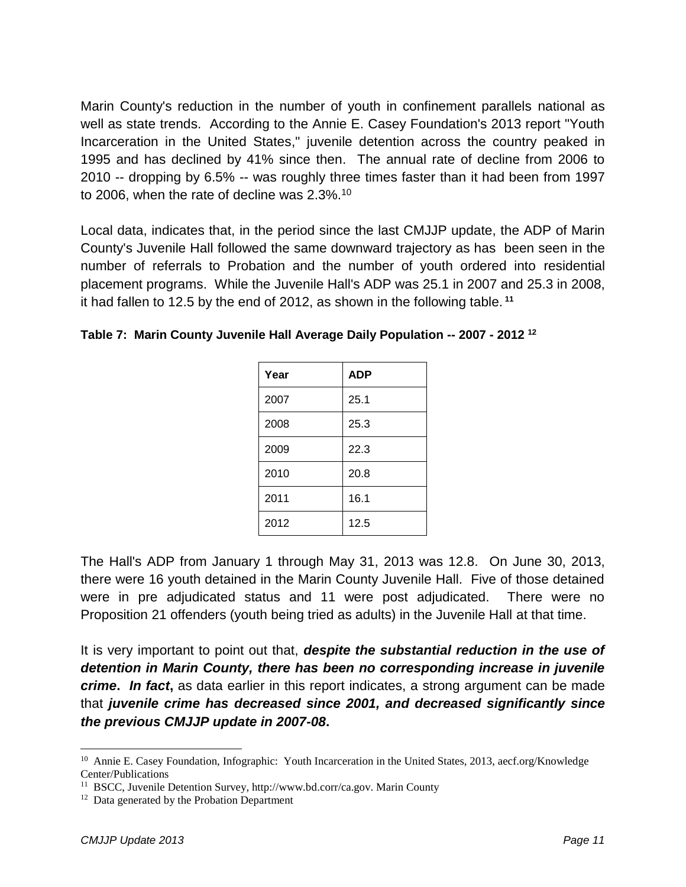Marin County's reduction in the number of youth in confinement parallels national as well as state trends. According to the Annie E. Casey Foundation's 2013 report "Youth Incarceration in the United States," juvenile detention across the country peaked in 1995 and has declined by 41% since then. The annual rate of decline from 2006 to 2010 -- dropping by 6.5% -- was roughly three times faster than it had been from 1997 to 2006, when the rate of decline was 2.3%.[10]

Local data, indicates that, in the period since the last CMJJP update, the ADP of Marin County's Juvenile Hall followed the same downward trajectory as has been seen in the number of referrals to Probation and the number of youth ordered into residential placement programs. While the Juvenile Hall's ADP was 25.1 in 2007 and 25.3 in 2008, it had fallen to 12.5 by the end of 2012, as shown in the following table.[11]

**Table 7: Marin County Juvenile Hall Average Daily Population -- 2007 - 2012 [12]**

| Year | ADP |
|---|---|
| 2007 | 25.1 |
| 2008 | 25.3 |
| 2009 | 22.3 |
| 2010 | 20.8 |
| 2011 | 16.1 |
| 2012 | 12.5 |

The Hall's ADP from January 1 through May 31, 2013 was 12.8. On June 30, 2013, there were 16 youth detained in the Marin County Juvenile Hall. Five of those detained were in pre adjudicated status and 11 were post adjudicated. There were no Proposition 21 offenders (youth being tried as adults) in the Juvenile Hall at that time.

It is very important to point out that, ***despite the substantial reduction in the use of detention in Marin County, there has been no corresponding increase in juvenile crime*. *In fact*,** as data earlier in this report indicates, a strong argument can be made that ***juvenile crime has decreased since 2001, and decreased significantly since the previous CMJJP update in 2007-08*.**

---

[10] Annie E. Casey Foundation, Infographic: Youth Incarceration in the United States, 2013, aecf.org/Knowledge Center/Publications

[11] BSCC, Juvenile Detention Survey, http://www.bd.corr/ca.gov. Marin County

[12] Data generated by the Probation Department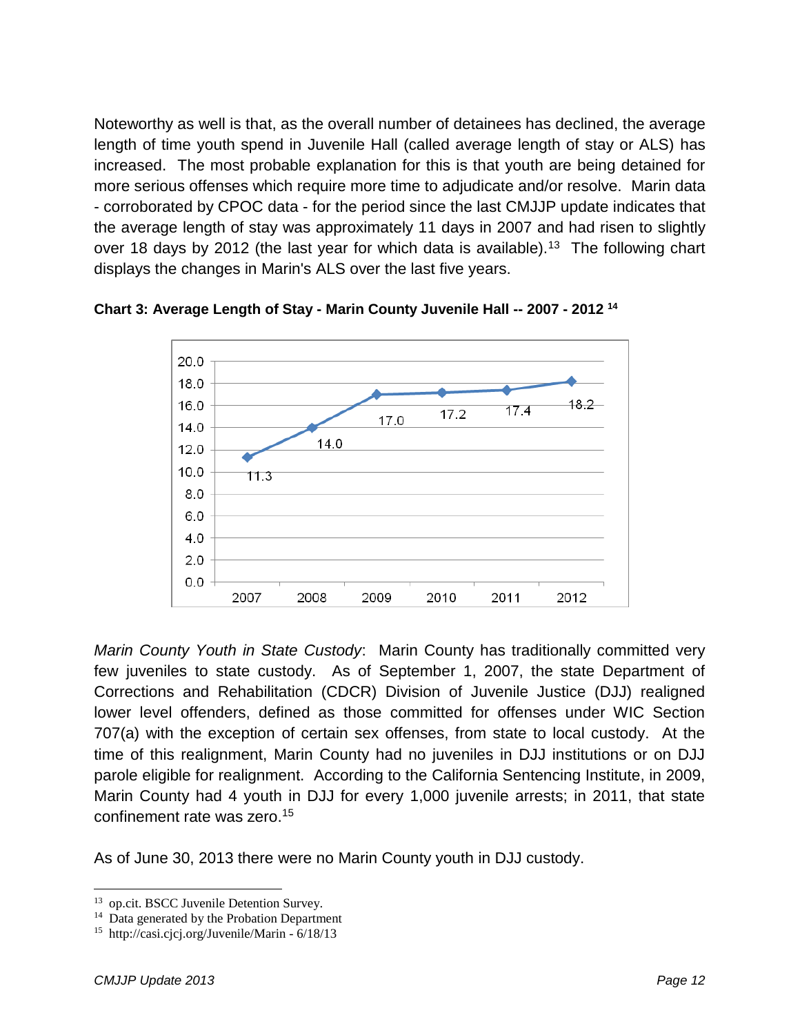Noteworthy as well is that, as the overall number of detainees has declined, the average length of time youth spend in Juvenile Hall (called average length of stay or ALS) has increased. The most probable explanation for this is that youth are being detained for more serious offenses which require more time to adjudicate and/or resolve. Marin data - corroborated by CPOC data - for the period since the last CMJJP update indicates that the average length of stay was approximately 11 days in 2007 and had risen to slightly over 18 days by 2012 (the last year for which data is available).[13] The following chart displays the changes in Marin's ALS over the last five years.

**Chart 3: Average Length of Stay - Marin County Juvenile Hall -- 2007 - 2012 [14]**

| Year | Average Length of Stay |
|---|---|
| 2007 | 11.3 |
| 2008 | 14.0 |
| 2009 | 17.0 |
| 2010 | 17.2 |
| 2011 | 17.4 |
| 2012 | 18.2 |

*Marin County Youth in State Custody*: Marin County has traditionally committed very few juveniles to state custody. As of September 1, 2007, the state Department of Corrections and Rehabilitation (CDCR) Division of Juvenile Justice (DJJ) realigned lower level offenders, defined as those committed for offenses under WIC Section 707(a) with the exception of certain sex offenses, from state to local custody. At the time of this realignment, Marin County had no juveniles in DJJ institutions or on DJJ parole eligible for realignment. According to the California Sentencing Institute, in 2009, Marin County had 4 youth in DJJ for every 1,000 juvenile arrests; in 2011, that state confinement rate was zero.[15]

As of June 30, 2013 there were no Marin County youth in DJJ custody.

---

[13] op.cit. BSCC Juvenile Detention Survey.

[14] Data generated by the Probation Department

[15] http://casi.cjcj.org/Juvenile/Marin - 6/18/13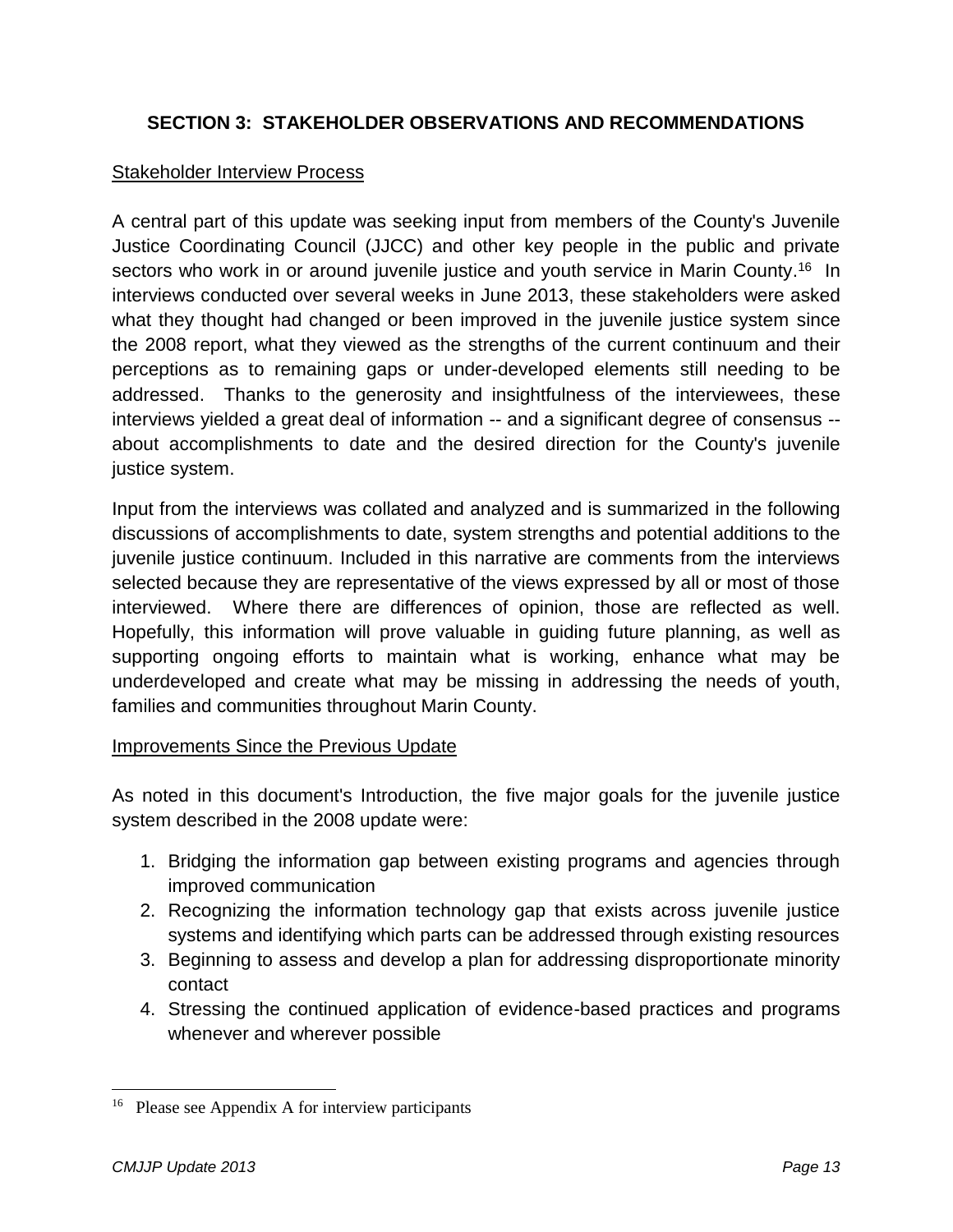## SECTION 3: STAKEHOLDER OBSERVATIONS AND RECOMMENDATIONS

Stakeholder Interview Process

A central part of this update was seeking input from members of the County's Juvenile Justice Coordinating Council (JJCC) and other key people in the public and private sectors who work in or around juvenile justice and youth service in Marin County.[16] In interviews conducted over several weeks in June 2013, these stakeholders were asked what they thought had changed or been improved in the juvenile justice system since the 2008 report, what they viewed as the strengths of the current continuum and their perceptions as to remaining gaps or under-developed elements still needing to be addressed. Thanks to the generosity and insightfulness of the interviewees, these interviews yielded a great deal of information -- and a significant degree of consensus -- about accomplishments to date and the desired direction for the County's juvenile justice system.

Input from the interviews was collated and analyzed and is summarized in the following discussions of accomplishments to date, system strengths and potential additions to the juvenile justice continuum. Included in this narrative are comments from the interviews selected because they are representative of the views expressed by all or most of those interviewed. Where there are differences of opinion, those are reflected as well. Hopefully, this information will prove valuable in guiding future planning, as well as supporting ongoing efforts to maintain what is working, enhance what may be underdeveloped and create what may be missing in addressing the needs of youth, families and communities throughout Marin County.

Improvements Since the Previous Update

As noted in this document's Introduction, the five major goals for the juvenile justice system described in the 2008 update were:

1. Bridging the information gap between existing programs and agencies through improved communication
2. Recognizing the information technology gap that exists across juvenile justice systems and identifying which parts can be addressed through existing resources
3. Beginning to assess and develop a plan for addressing disproportionate minority contact
4. Stressing the continued application of evidence-based practices and programs whenever and wherever possible

[16] Please see Appendix A for interview participants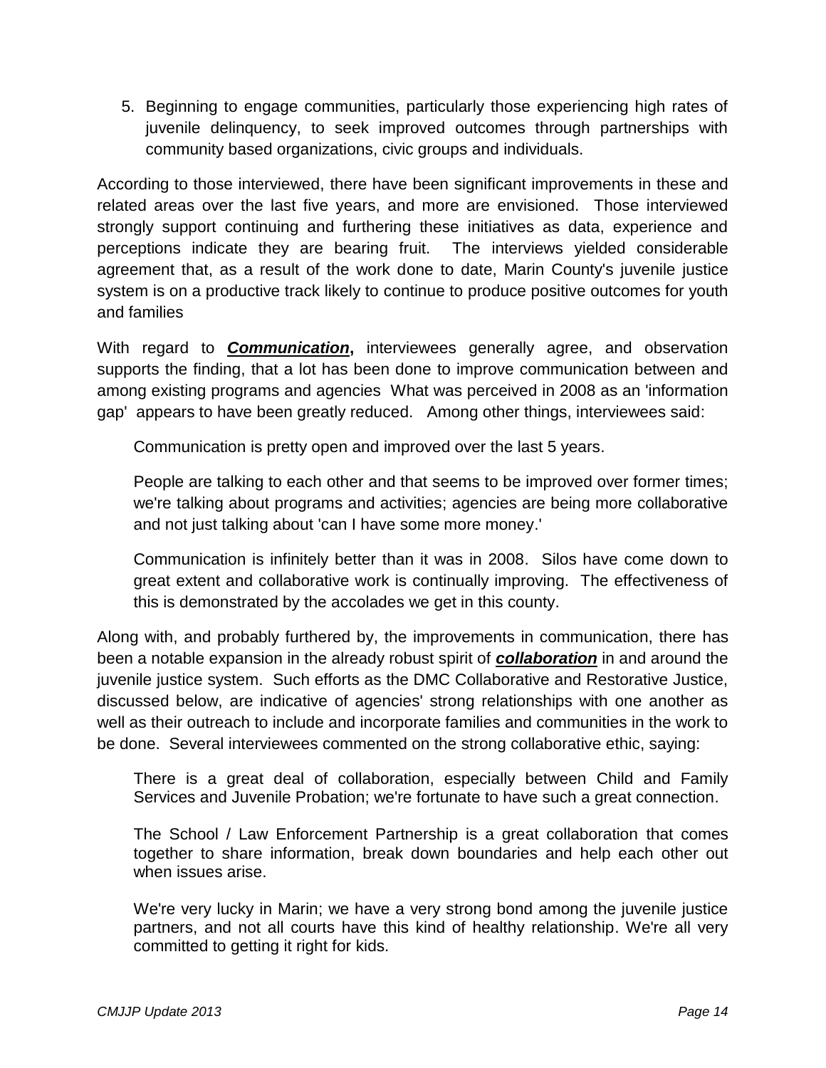5. Beginning to engage communities, particularly those experiencing high rates of juvenile delinquency, to seek improved outcomes through partnerships with community based organizations, civic groups and individuals.

According to those interviewed, there have been significant improvements in these and related areas over the last five years, and more are envisioned. Those interviewed strongly support continuing and furthering these initiatives as data, experience and perceptions indicate they are bearing fruit. The interviews yielded considerable agreement that, as a result of the work done to date, Marin County's juvenile justice system is on a productive track likely to continue to produce positive outcomes for youth and families

With regard to ***Communication***, interviewees generally agree, and observation supports the finding, that a lot has been done to improve communication between and among existing programs and agencies What was perceived in 2008 as an 'information gap' appears to have been greatly reduced. Among other things, interviewees said:

> Communication is pretty open and improved over the last 5 years.
>
> People are talking to each other and that seems to be improved over former times; we're talking about programs and activities; agencies are being more collaborative and not just talking about 'can I have some more money.'
>
> Communication is infinitely better than it was in 2008. Silos have come down to great extent and collaborative work is continually improving. The effectiveness of this is demonstrated by the accolades we get in this county.

Along with, and probably furthered by, the improvements in communication, there has been a notable expansion in the already robust spirit of ***collaboration*** in and around the juvenile justice system. Such efforts as the DMC Collaborative and Restorative Justice, discussed below, are indicative of agencies' strong relationships with one another as well as their outreach to include and incorporate families and communities in the work to be done. Several interviewees commented on the strong collaborative ethic, saying:

> There is a great deal of collaboration, especially between Child and Family Services and Juvenile Probation; we're fortunate to have such a great connection.
>
> The School / Law Enforcement Partnership is a great collaboration that comes together to share information, break down boundaries and help each other out when issues arise.
>
> We're very lucky in Marin; we have a very strong bond among the juvenile justice partners, and not all courts have this kind of healthy relationship. We're all very committed to getting it right for kids.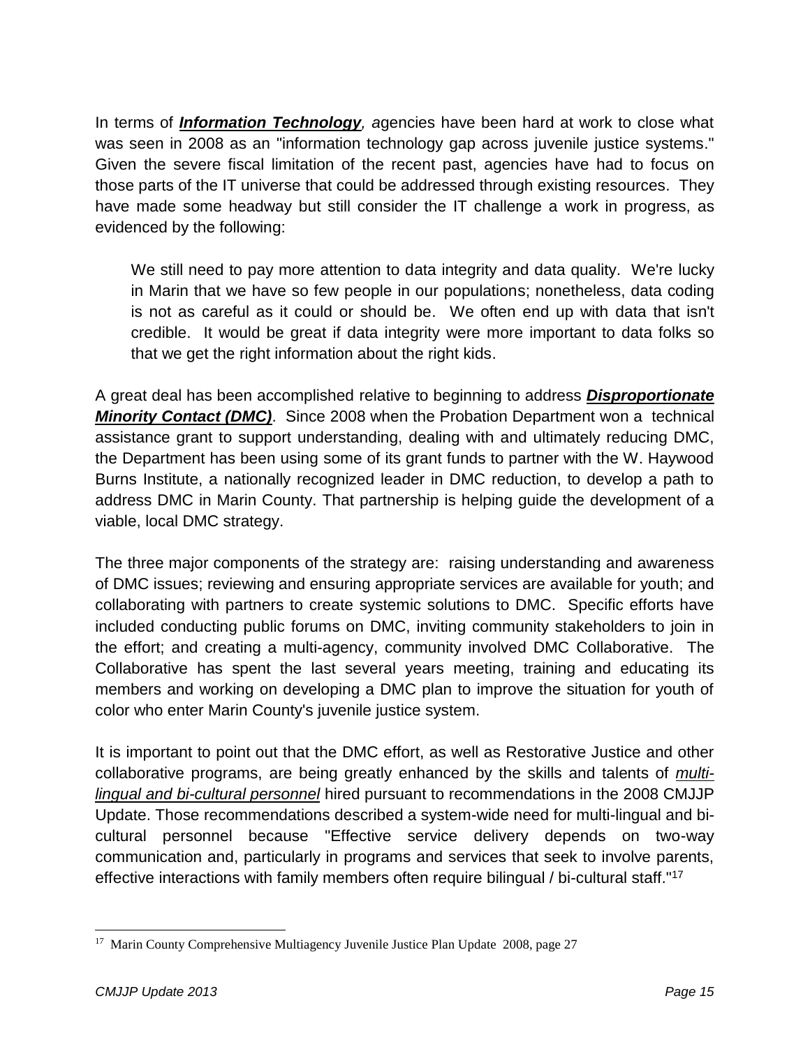In terms of ***Information Technology**, a*gencies have been hard at work to close what was seen in 2008 as an "information technology gap across juvenile justice systems." Given the severe fiscal limitation of the recent past, agencies have had to focus on those parts of the IT universe that could be addressed through existing resources. They have made some headway but still consider the IT challenge a work in progress, as evidenced by the following:

> We still need to pay more attention to data integrity and data quality. We're lucky in Marin that we have so few people in our populations; nonetheless, data coding is not as careful as it could or should be. We often end up with data that isn't credible. It would be great if data integrity were more important to data folks so that we get the right information about the right kids.

A great deal has been accomplished relative to beginning to address ***Disproportionate Minority Contact (DMC)***. Since 2008 when the Probation Department won a technical assistance grant to support understanding, dealing with and ultimately reducing DMC, the Department has been using some of its grant funds to partner with the W. Haywood Burns Institute, a nationally recognized leader in DMC reduction, to develop a path to address DMC in Marin County. That partnership is helping guide the development of a viable, local DMC strategy.

The three major components of the strategy are: raising understanding and awareness of DMC issues; reviewing and ensuring appropriate services are available for youth; and collaborating with partners to create systemic solutions to DMC. Specific efforts have included conducting public forums on DMC, inviting community stakeholders to join in the effort; and creating a multi-agency, community involved DMC Collaborative. The Collaborative has spent the last several years meeting, training and educating its members and working on developing a DMC plan to improve the situation for youth of color who enter Marin County's juvenile justice system.

It is important to point out that the DMC effort, as well as Restorative Justice and other collaborative programs, are being greatly enhanced by the skills and talents of *multi-lingual and bi-cultural personnel* hired pursuant to recommendations in the 2008 CMJJP Update. Those recommendations described a system-wide need for multi-lingual and bi-cultural personnel because "Effective service delivery depends on two-way communication and, particularly in programs and services that seek to involve parents, effective interactions with family members often require bilingual / bi-cultural staff."[17]

---

[17] Marin County Comprehensive Multiagency Juvenile Justice Plan Update 2008, page 27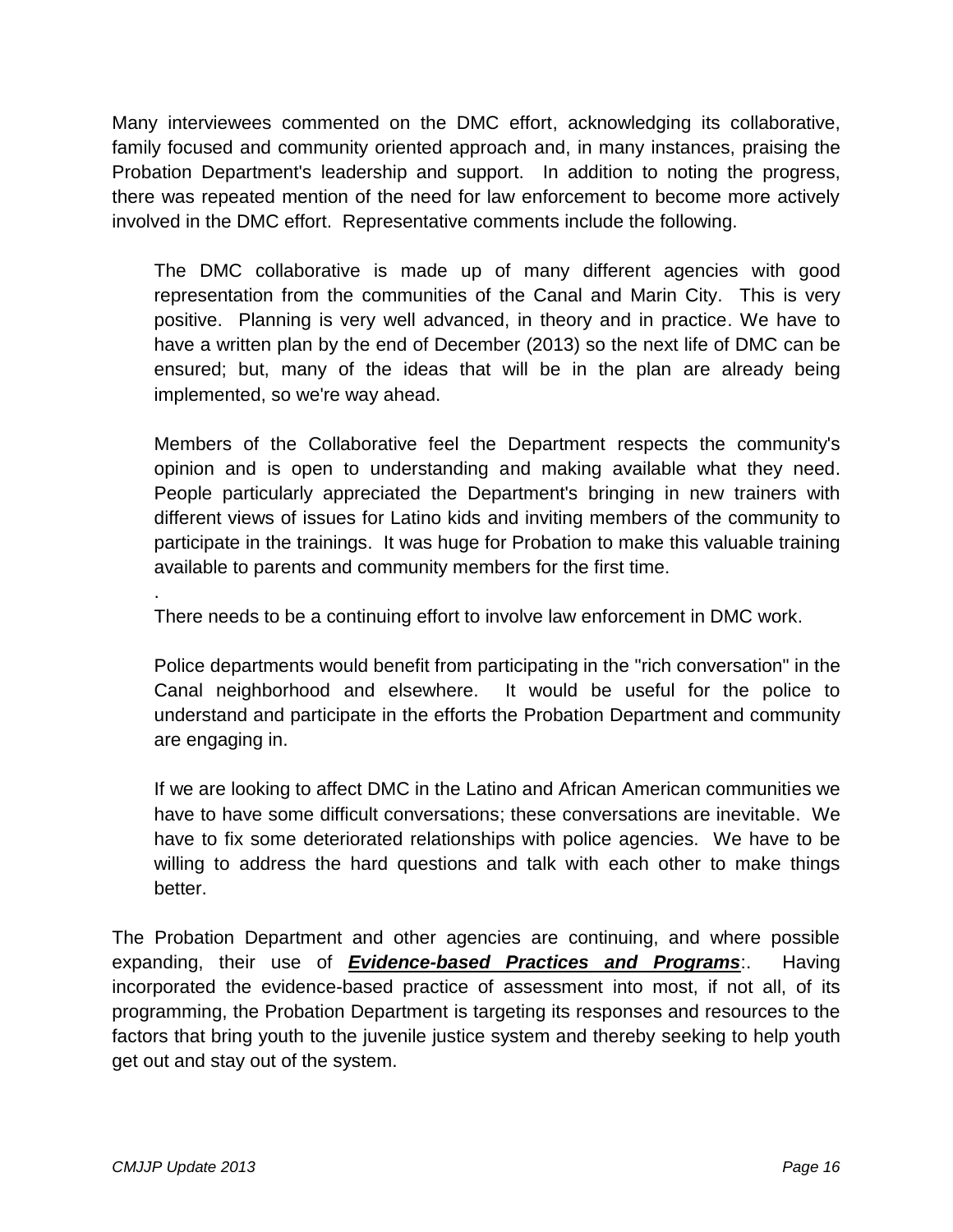Many interviewees commented on the DMC effort, acknowledging its collaborative, family focused and community oriented approach and, in many instances, praising the Probation Department's leadership and support. In addition to noting the progress, there was repeated mention of the need for law enforcement to become more actively involved in the DMC effort. Representative comments include the following.

> The DMC collaborative is made up of many different agencies with good representation from the communities of the Canal and Marin City. This is very positive. Planning is very well advanced, in theory and in practice. We have to have a written plan by the end of December (2013) so the next life of DMC can be ensured; but, many of the ideas that will be in the plan are already being implemented, so we're way ahead.
>
> Members of the Collaborative feel the Department respects the community's opinion and is open to understanding and making available what they need. People particularly appreciated the Department's bringing in new trainers with different views of issues for Latino kids and inviting members of the community to participate in the trainings. It was huge for Probation to make this valuable training available to parents and community members for the first time.
>
> .
>
> There needs to be a continuing effort to involve law enforcement in DMC work.
>
> Police departments would benefit from participating in the "rich conversation" in the Canal neighborhood and elsewhere. It would be useful for the police to understand and participate in the efforts the Probation Department and community are engaging in.
>
> If we are looking to affect DMC in the Latino and African American communities we have to have some difficult conversations; these conversations are inevitable. We have to fix some deteriorated relationships with police agencies. We have to be willing to address the hard questions and talk with each other to make things better.

The Probation Department and other agencies are continuing, and where possible expanding, their use of ***Evidence-based Practices and Programs***:. Having incorporated the evidence-based practice of assessment into most, if not all, of its programming, the Probation Department is targeting its responses and resources to the factors that bring youth to the juvenile justice system and thereby seeking to help youth get out and stay out of the system.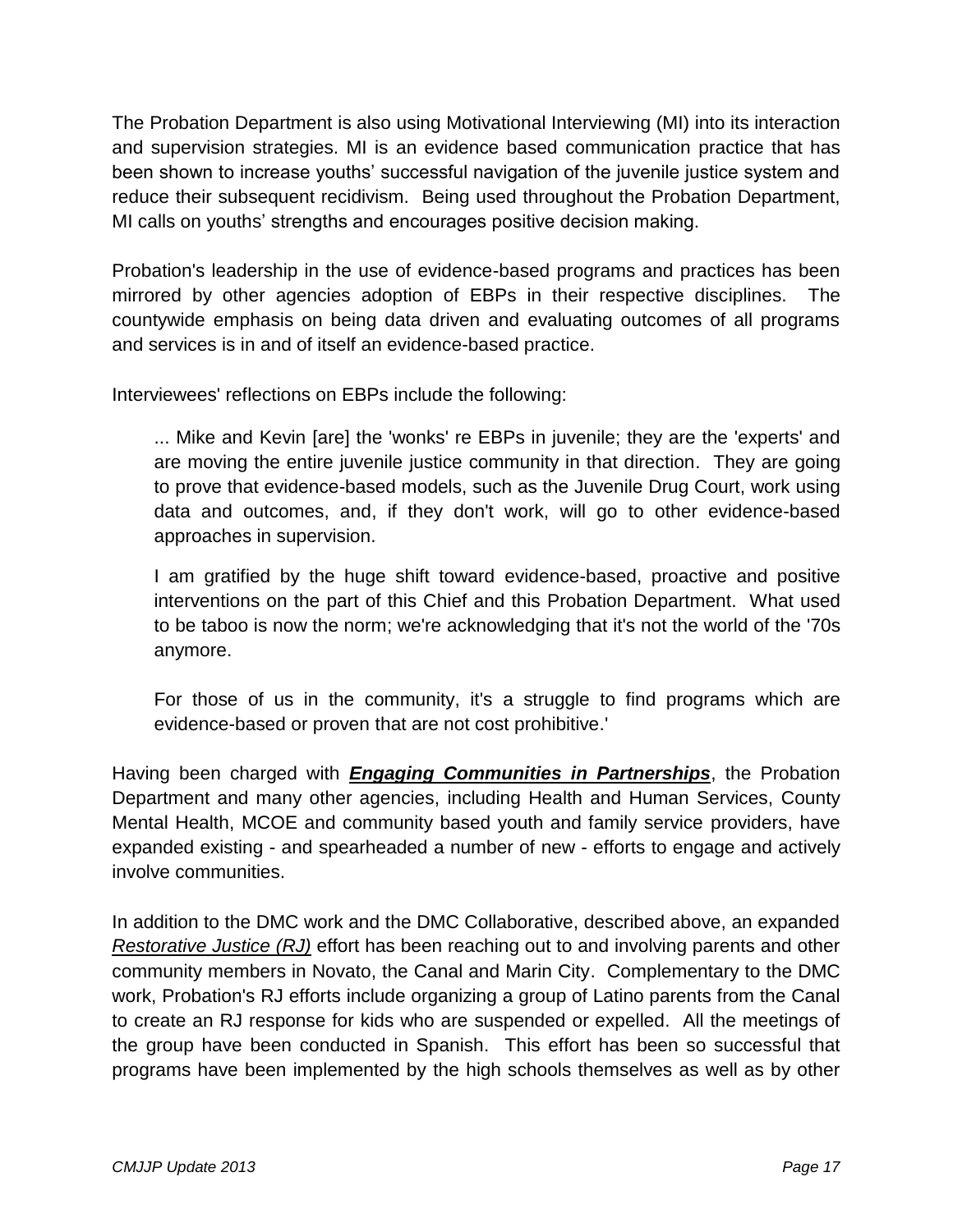The Probation Department is also using Motivational Interviewing (MI) into its interaction and supervision strategies. MI is an evidence based communication practice that has been shown to increase youths' successful navigation of the juvenile justice system and reduce their subsequent recidivism. Being used throughout the Probation Department, MI calls on youths' strengths and encourages positive decision making.

Probation's leadership in the use of evidence-based programs and practices has been mirrored by other agencies adoption of EBPs in their respective disciplines. The countywide emphasis on being data driven and evaluating outcomes of all programs and services is in and of itself an evidence-based practice.

Interviewees' reflections on EBPs include the following:

> ... Mike and Kevin [are] the 'wonks' re EBPs in juvenile; they are the 'experts' and are moving the entire juvenile justice community in that direction. They are going to prove that evidence-based models, such as the Juvenile Drug Court, work using data and outcomes, and, if they don't work, will go to other evidence-based approaches in supervision.
>
> I am gratified by the huge shift toward evidence-based, proactive and positive interventions on the part of this Chief and this Probation Department. What used to be taboo is now the norm; we're acknowledging that it's not the world of the '70s anymore.
>
> For those of us in the community, it's a struggle to find programs which are evidence-based or proven that are not cost prohibitive.'

Having been charged with ***Engaging Communities in Partnerships***, the Probation Department and many other agencies, including Health and Human Services, County Mental Health, MCOE and community based youth and family service providers, have expanded existing - and spearheaded a number of new - efforts to engage and actively involve communities.

In addition to the DMC work and the DMC Collaborative, described above, an expanded *Restorative Justice (RJ)* effort has been reaching out to and involving parents and other community members in Novato, the Canal and Marin City. Complementary to the DMC work, Probation's RJ efforts include organizing a group of Latino parents from the Canal to create an RJ response for kids who are suspended or expelled. All the meetings of the group have been conducted in Spanish. This effort has been so successful that programs have been implemented by the high schools themselves as well as by other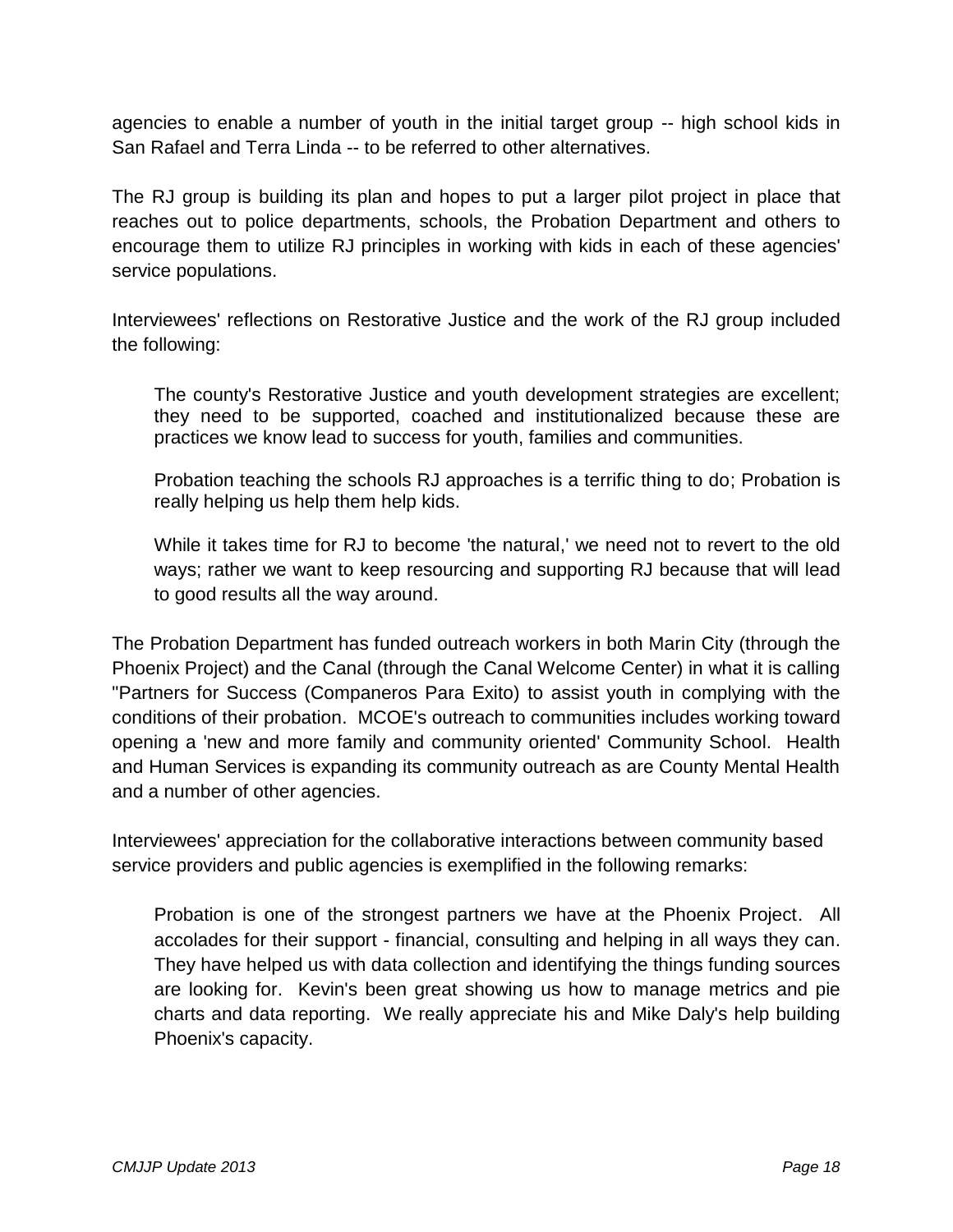agencies to enable a number of youth in the initial target group -- high school kids in San Rafael and Terra Linda -- to be referred to other alternatives.

The RJ group is building its plan and hopes to put a larger pilot project in place that reaches out to police departments, schools, the Probation Department and others to encourage them to utilize RJ principles in working with kids in each of these agencies' service populations.

Interviewees' reflections on Restorative Justice and the work of the RJ group included the following:

> The county's Restorative Justice and youth development strategies are excellent; they need to be supported, coached and institutionalized because these are practices we know lead to success for youth, families and communities.
>
> Probation teaching the schools RJ approaches is a terrific thing to do; Probation is really helping us help them help kids.
>
> While it takes time for RJ to become 'the natural,' we need not to revert to the old ways; rather we want to keep resourcing and supporting RJ because that will lead to good results all the way around.

The Probation Department has funded outreach workers in both Marin City (through the Phoenix Project) and the Canal (through the Canal Welcome Center) in what it is calling "Partners for Success (Companeros Para Exito) to assist youth in complying with the conditions of their probation. MCOE's outreach to communities includes working toward opening a 'new and more family and community oriented' Community School. Health and Human Services is expanding its community outreach as are County Mental Health and a number of other agencies.

Interviewees' appreciation for the collaborative interactions between community based service providers and public agencies is exemplified in the following remarks:

> Probation is one of the strongest partners we have at the Phoenix Project. All accolades for their support - financial, consulting and helping in all ways they can. They have helped us with data collection and identifying the things funding sources are looking for. Kevin's been great showing us how to manage metrics and pie charts and data reporting. We really appreciate his and Mike Daly's help building Phoenix's capacity.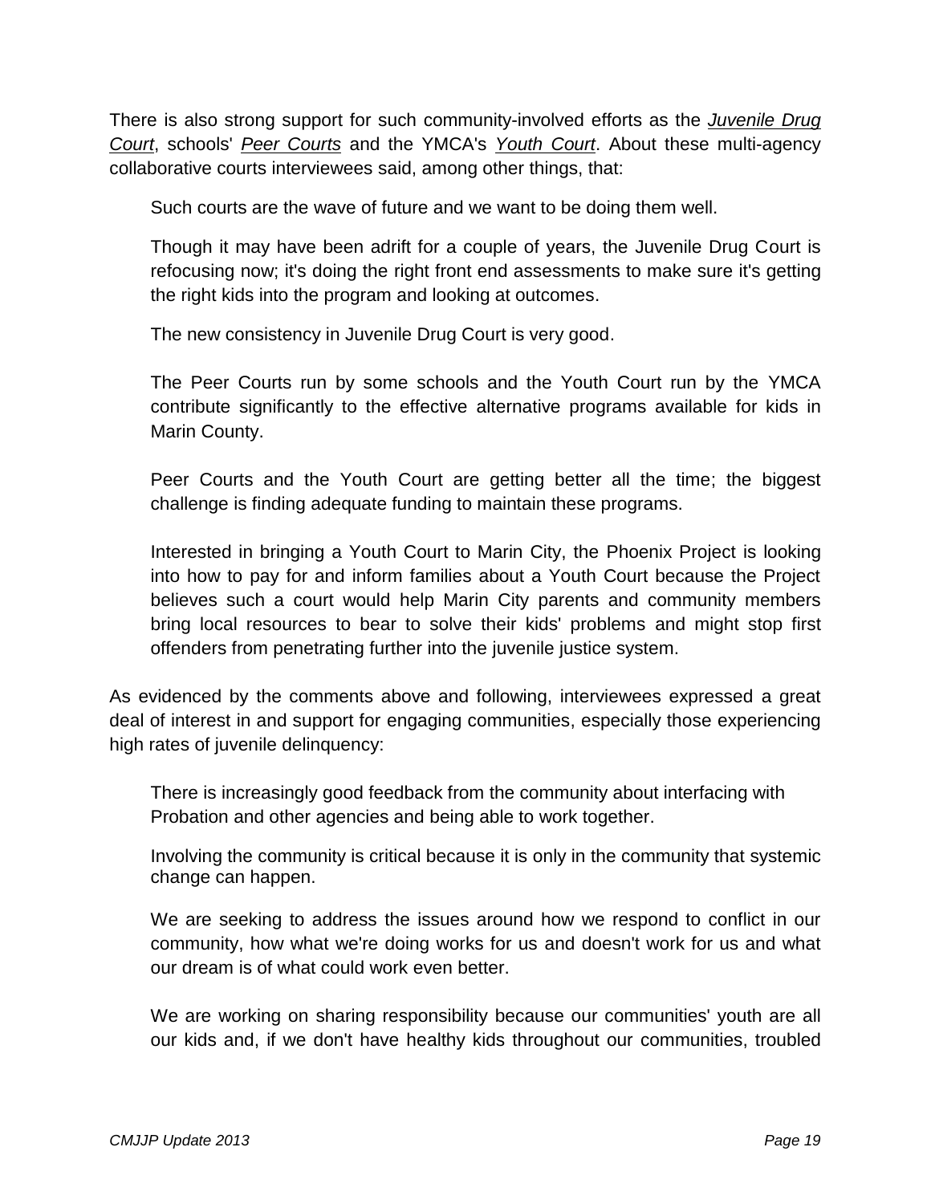There is also strong support for such community-involved efforts as the *Juvenile Drug Court*, schools' *Peer Courts* and the YMCA's *Youth Court*. About these multi-agency collaborative courts interviewees said, among other things, that:

> Such courts are the wave of future and we want to be doing them well.
>
> Though it may have been adrift for a couple of years, the Juvenile Drug Court is refocusing now; it's doing the right front end assessments to make sure it's getting the right kids into the program and looking at outcomes.
>
> The new consistency in Juvenile Drug Court is very good.
>
> The Peer Courts run by some schools and the Youth Court run by the YMCA contribute significantly to the effective alternative programs available for kids in Marin County.
>
> Peer Courts and the Youth Court are getting better all the time; the biggest challenge is finding adequate funding to maintain these programs.
>
> Interested in bringing a Youth Court to Marin City, the Phoenix Project is looking into how to pay for and inform families about a Youth Court because the Project believes such a court would help Marin City parents and community members bring local resources to bear to solve their kids' problems and might stop first offenders from penetrating further into the juvenile justice system.

As evidenced by the comments above and following, interviewees expressed a great deal of interest in and support for engaging communities, especially those experiencing high rates of juvenile delinquency:

> There is increasingly good feedback from the community about interfacing with Probation and other agencies and being able to work together.
>
> Involving the community is critical because it is only in the community that systemic change can happen.
>
> We are seeking to address the issues around how we respond to conflict in our community, how what we're doing works for us and doesn't work for us and what our dream is of what could work even better.
>
> We are working on sharing responsibility because our communities' youth are all our kids and, if we don't have healthy kids throughout our communities, troubled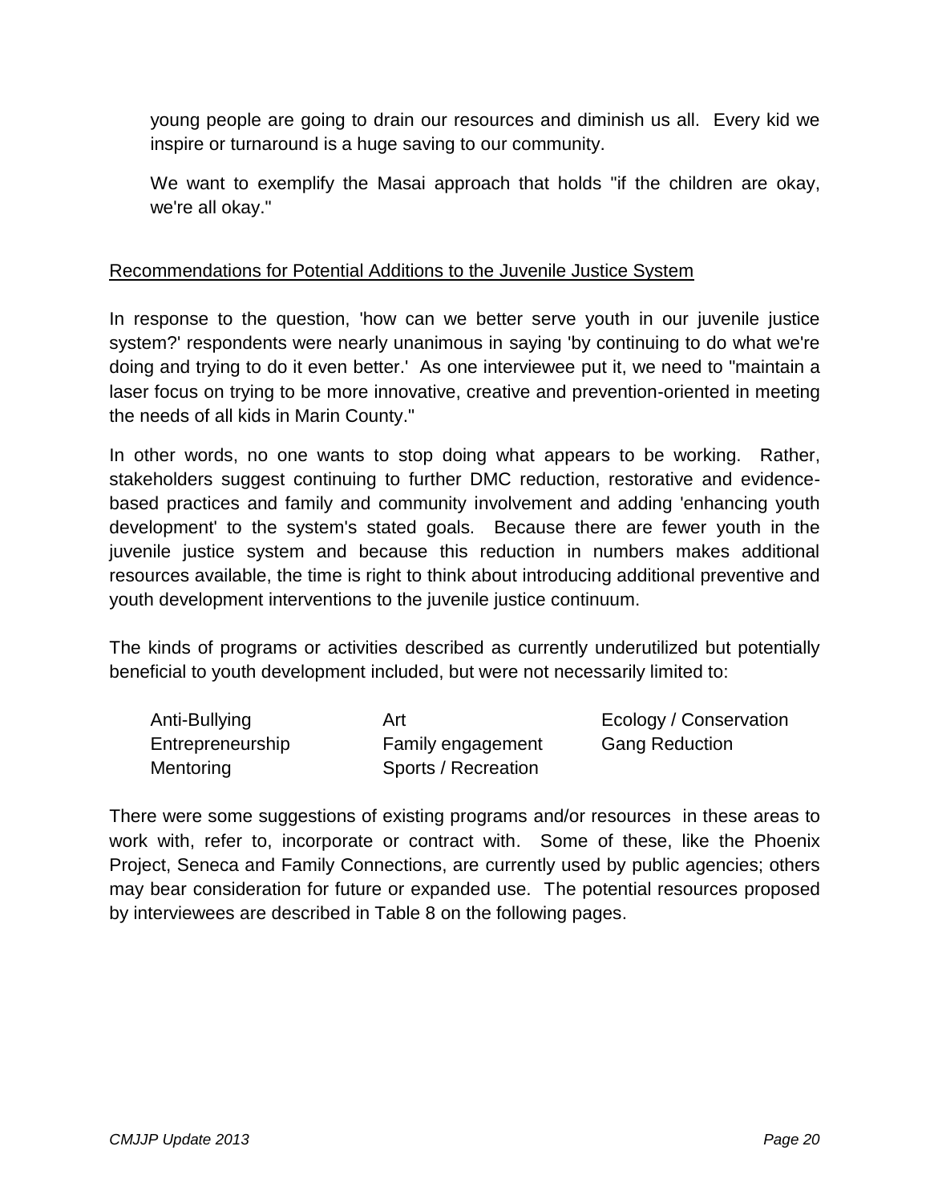young people are going to drain our resources and diminish us all. Every kid we inspire or turnaround is a huge saving to our community.

We want to exemplify the Masai approach that holds "if the children are okay, we're all okay."

<u>Recommendations for Potential Additions to the Juvenile Justice System</u>

In response to the question, 'how can we better serve youth in our juvenile justice system?' respondents were nearly unanimous in saying 'by continuing to do what we're doing and trying to do it even better.' As one interviewee put it, we need to "maintain a laser focus on trying to be more innovative, creative and prevention-oriented in meeting the needs of all kids in Marin County."

In other words, no one wants to stop doing what appears to be working. Rather, stakeholders suggest continuing to further DMC reduction, restorative and evidence-based practices and family and community involvement and adding 'enhancing youth development' to the system's stated goals. Because there are fewer youth in the juvenile justice system and because this reduction in numbers makes additional resources available, the time is right to think about introducing additional preventive and youth development interventions to the juvenile justice continuum.

The kinds of programs or activities described as currently underutilized but potentially beneficial to youth development included, but were not necessarily limited to:

| | | |
|---|---|---|
| Anti-Bullying | Art | Ecology / Conservation |
| Entrepreneurship | Family engagement | Gang Reduction |
| Mentoring | Sports / Recreation | |

There were some suggestions of existing programs and/or resources in these areas to work with, refer to, incorporate or contract with. Some of these, like the Phoenix Project, Seneca and Family Connections, are currently used by public agencies; others may bear consideration for future or expanded use. The potential resources proposed by interviewees are described in Table 8 on the following pages.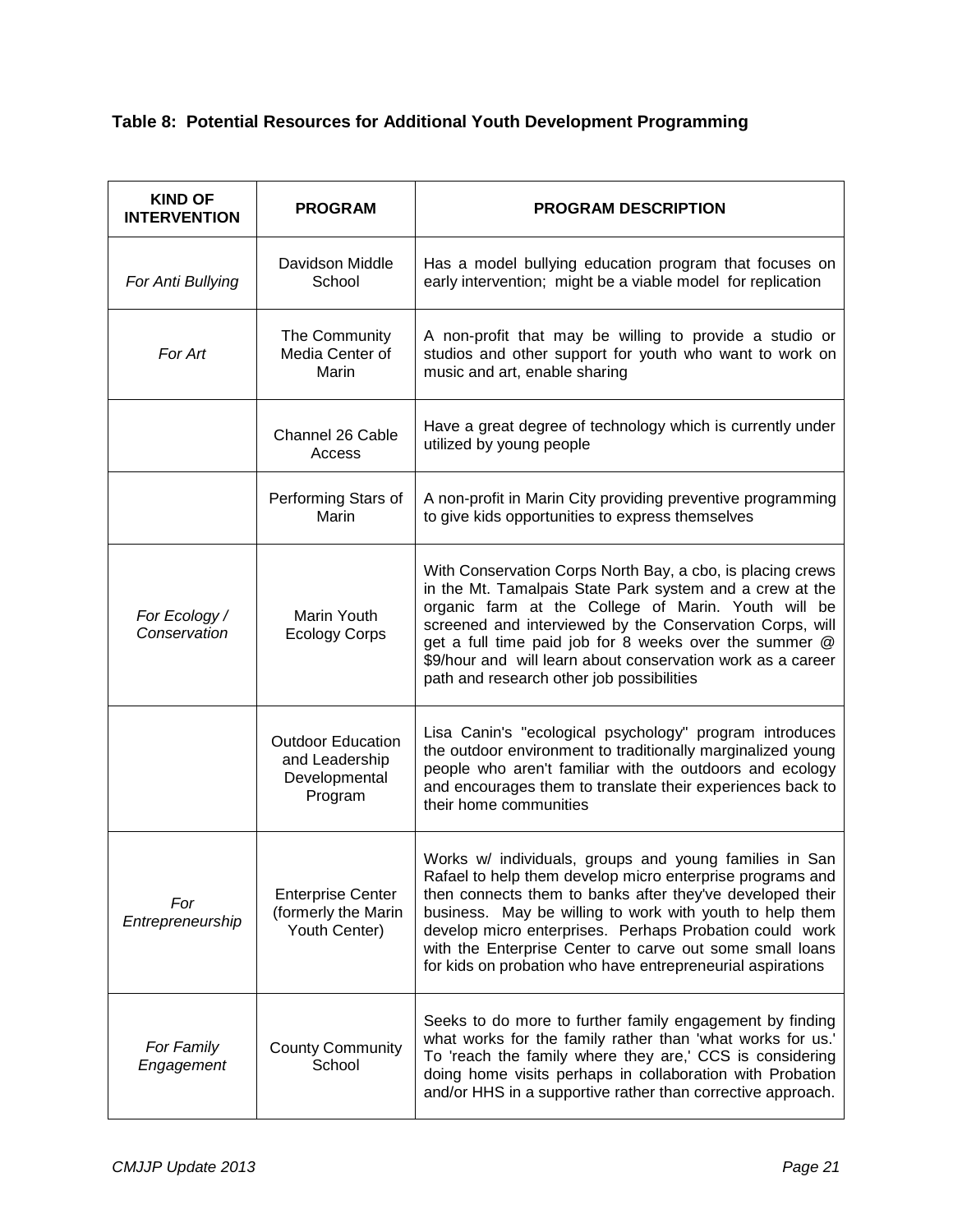**Table 8: Potential Resources for Additional Youth Development Programming**

| KIND OF INTERVENTION | PROGRAM | PROGRAM DESCRIPTION |
|---|---|---|
| *For Anti Bullying* | Davidson Middle School | Has a model bullying education program that focuses on early intervention; might be a viable model for replication |
| *For Art* | The Community Media Center of Marin | A non-profit that may be willing to provide a studio or studios and other support for youth who want to work on music and art, enable sharing |
| | Channel 26 Cable Access | Have a great degree of technology which is currently under utilized by young people |
| | Performing Stars of Marin | A non-profit in Marin City providing preventive programming to give kids opportunities to express themselves |
| *For Ecology / Conservation* | Marin Youth Ecology Corps | With Conservation Corps North Bay, a cbo, is placing crews in the Mt. Tamalpais State Park system and a crew at the organic farm at the College of Marin. Youth will be screened and interviewed by the Conservation Corps, will get a full time paid job for 8 weeks over the summer @ $9/hour and will learn about conservation work as a career path and research other job possibilities |
| | Outdoor Education and Leadership Developmental Program | Lisa Canin's "ecological psychology" program introduces the outdoor environment to traditionally marginalized young people who aren't familiar with the outdoors and ecology and encourages them to translate their experiences back to their home communities |
| *For Entrepreneurship* | Enterprise Center (formerly the Marin Youth Center) | Works w/ individuals, groups and young families in San Rafael to help them develop micro enterprise programs and then connects them to banks after they've developed their business. May be willing to work with youth to help them develop micro enterprises. Perhaps Probation could work with the Enterprise Center to carve out some small loans for kids on probation who have entrepreneurial aspirations |
| *For Family Engagement* | County Community School | Seeks to do more to further family engagement by finding what works for the family rather than 'what works for us.' To 'reach the family where they are,' CCS is considering doing home visits perhaps in collaboration with Probation and/or HHS in a supportive rather than corrective approach. |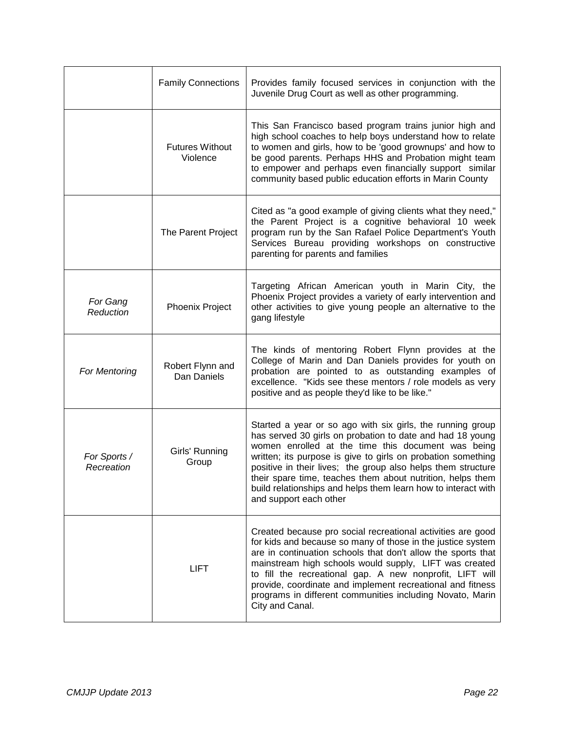| | | |
|---|---|---|
| | Family Connections | Provides family focused services in conjunction with the Juvenile Drug Court as well as other programming. |
| | Futures Without Violence | This San Francisco based program trains junior high and high school coaches to help boys understand how to relate to women and girls, how to be 'good grownups' and how to be good parents. Perhaps HHS and Probation might team to empower and perhaps even financially support similar community based public education efforts in Marin County |
| | The Parent Project | Cited as "a good example of giving clients what they need," the Parent Project is a cognitive behavioral 10 week program run by the San Rafael Police Department's Youth Services Bureau providing workshops on constructive parenting for parents and families |
| *For Gang Reduction* | Phoenix Project | Targeting African American youth in Marin City, the Phoenix Project provides a variety of early intervention and other activities to give young people an alternative to the gang lifestyle |
| *For Mentoring* | Robert Flynn and Dan Daniels | The kinds of mentoring Robert Flynn provides at the College of Marin and Dan Daniels provides for youth on probation are pointed to as outstanding examples of excellence. "Kids see these mentors / role models as very positive and as people they'd like to be like." |
| *For Sports / Recreation* | Girls' Running Group | Started a year or so ago with six girls, the running group has served 30 girls on probation to date and had 18 young women enrolled at the time this document was being written; its purpose is give to girls on probation something positive in their lives; the group also helps them structure their spare time, teaches them about nutrition, helps them build relationships and helps them learn how to interact with and support each other |
| | LIFT | Created because pro social recreational activities are good for kids and because so many of those in the justice system are in continuation schools that don't allow the sports that mainstream high schools would supply, LIFT was created to fill the recreational gap. A new nonprofit, LIFT will provide, coordinate and implement recreational and fitness programs in different communities including Novato, Marin City and Canal. |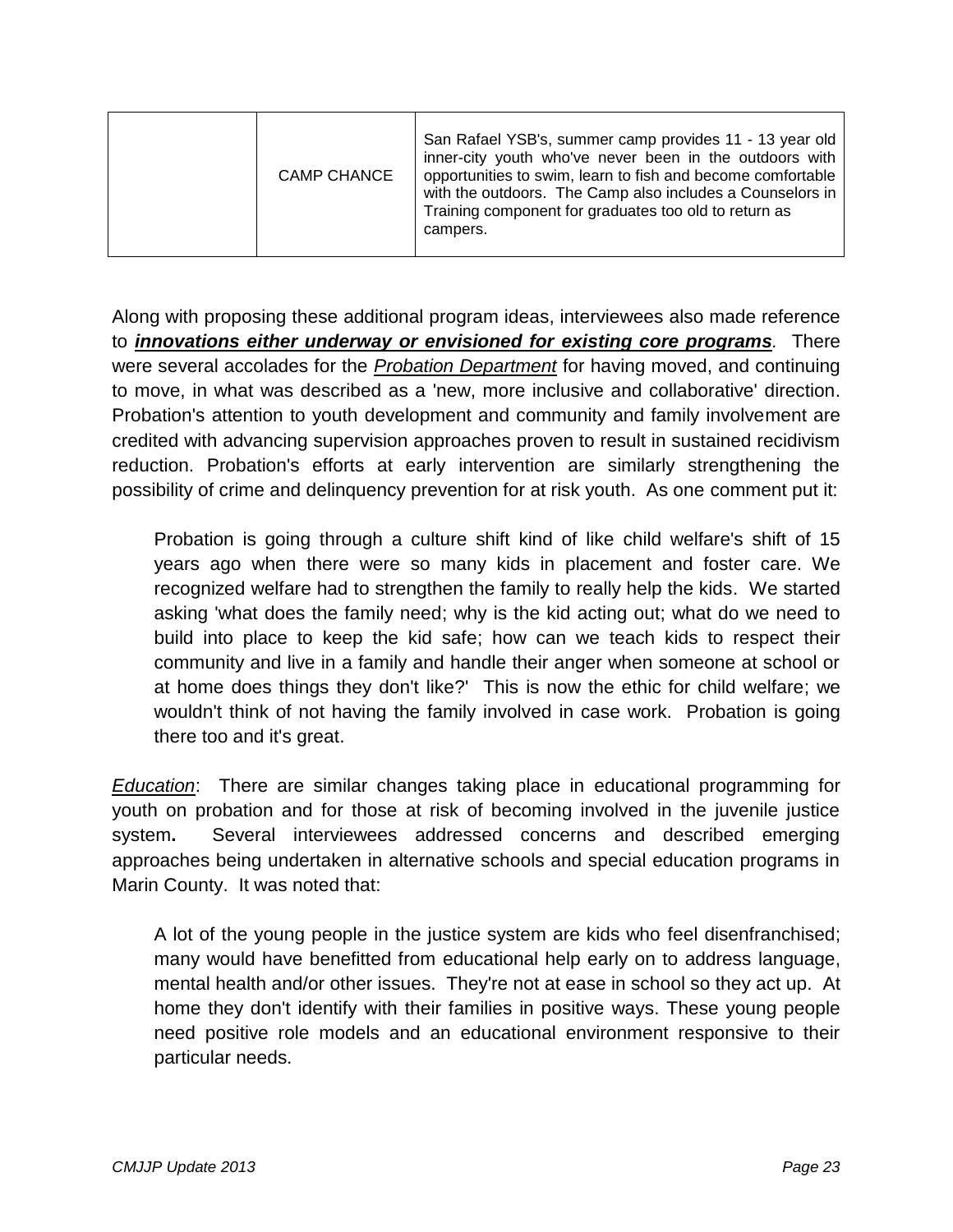|  | CAMP CHANCE | San Rafael YSB's, summer camp provides 11 - 13 year old inner-city youth who've never been in the outdoors with opportunities to swim, learn to fish and become comfortable with the outdoors. The Camp also includes a Counselors in Training component for graduates too old to return as campers. |
|---|---|---|

Along with proposing these additional program ideas, interviewees also made reference to ***innovations either underway or envisioned for existing core programs***. There were several accolades for the *Probation Department* for having moved, and continuing to move, in what was described as a 'new, more inclusive and collaborative' direction. Probation's attention to youth development and community and family involvement are credited with advancing supervision approaches proven to result in sustained recidivism reduction. Probation's efforts at early intervention are similarly strengthening the possibility of crime and delinquency prevention for at risk youth. As one comment put it:

> Probation is going through a culture shift kind of like child welfare's shift of 15 years ago when there were so many kids in placement and foster care. We recognized welfare had to strengthen the family to really help the kids. We started asking 'what does the family need; why is the kid acting out; what do we need to build into place to keep the kid safe; how can we teach kids to respect their community and live in a family and handle their anger when someone at school or at home does things they don't like?' This is now the ethic for child welfare; we wouldn't think of not having the family involved in case work. Probation is going there too and it's great.

*Education*: There are similar changes taking place in educational programming for youth on probation and for those at risk of becoming involved in the juvenile justice system**.** Several interviewees addressed concerns and described emerging approaches being undertaken in alternative schools and special education programs in Marin County. It was noted that:

> A lot of the young people in the justice system are kids who feel disenfranchised; many would have benefitted from educational help early on to address language, mental health and/or other issues. They're not at ease in school so they act up. At home they don't identify with their families in positive ways. These young people need positive role models and an educational environment responsive to their particular needs.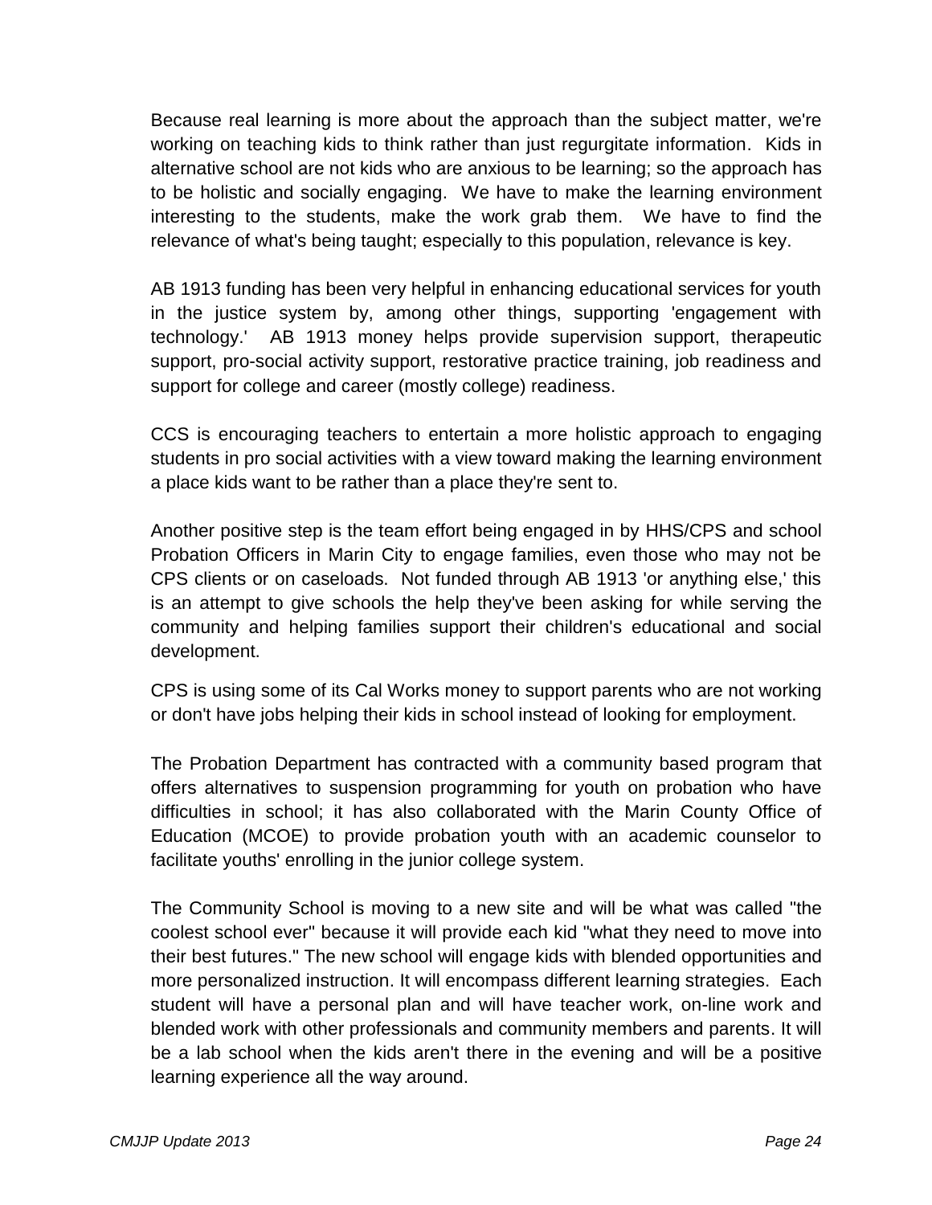Because real learning is more about the approach than the subject matter, we're working on teaching kids to think rather than just regurgitate information. Kids in alternative school are not kids who are anxious to be learning; so the approach has to be holistic and socially engaging. We have to make the learning environment interesting to the students, make the work grab them. We have to find the relevance of what's being taught; especially to this population, relevance is key.

AB 1913 funding has been very helpful in enhancing educational services for youth in the justice system by, among other things, supporting 'engagement with technology.' AB 1913 money helps provide supervision support, therapeutic support, pro-social activity support, restorative practice training, job readiness and support for college and career (mostly college) readiness.

CCS is encouraging teachers to entertain a more holistic approach to engaging students in pro social activities with a view toward making the learning environment a place kids want to be rather than a place they're sent to.

Another positive step is the team effort being engaged in by HHS/CPS and school Probation Officers in Marin City to engage families, even those who may not be CPS clients or on caseloads. Not funded through AB 1913 'or anything else,' this is an attempt to give schools the help they've been asking for while serving the community and helping families support their children's educational and social development.

CPS is using some of its Cal Works money to support parents who are not working or don't have jobs helping their kids in school instead of looking for employment.

The Probation Department has contracted with a community based program that offers alternatives to suspension programming for youth on probation who have difficulties in school; it has also collaborated with the Marin County Office of Education (MCOE) to provide probation youth with an academic counselor to facilitate youths' enrolling in the junior college system.

The Community School is moving to a new site and will be what was called "the coolest school ever" because it will provide each kid "what they need to move into their best futures." The new school will engage kids with blended opportunities and more personalized instruction. It will encompass different learning strategies. Each student will have a personal plan and will have teacher work, on-line work and blended work with other professionals and community members and parents. It will be a lab school when the kids aren't there in the evening and will be a positive learning experience all the way around.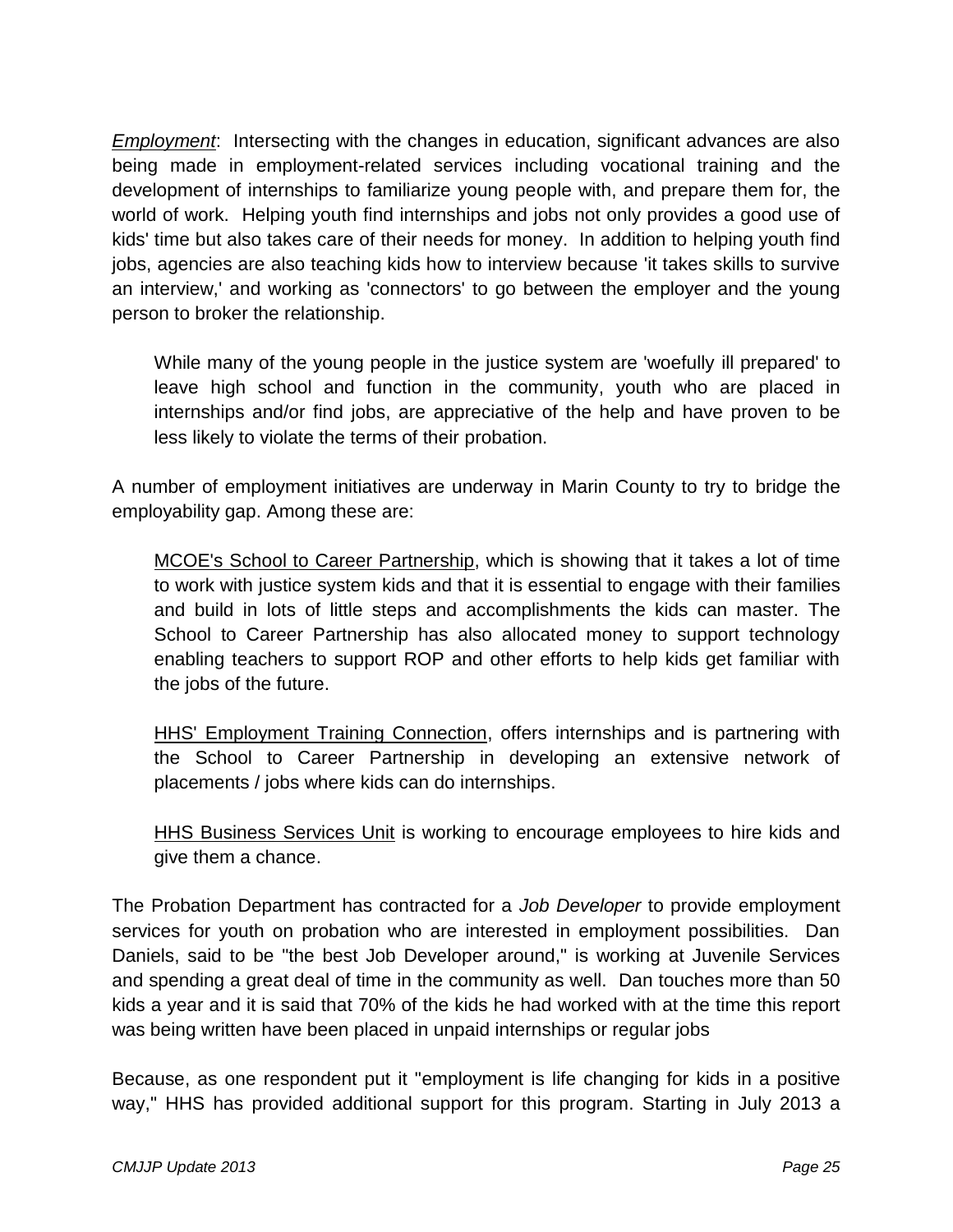*Employment*: Intersecting with the changes in education, significant advances are also being made in employment-related services including vocational training and the development of internships to familiarize young people with, and prepare them for, the world of work. Helping youth find internships and jobs not only provides a good use of kids' time but also takes care of their needs for money. In addition to helping youth find jobs, agencies are also teaching kids how to interview because 'it takes skills to survive an interview,' and working as 'connectors' to go between the employer and the young person to broker the relationship.

> While many of the young people in the justice system are 'woefully ill prepared' to leave high school and function in the community, youth who are placed in internships and/or find jobs, are appreciative of the help and have proven to be less likely to violate the terms of their probation.

A number of employment initiatives are underway in Marin County to try to bridge the employability gap. Among these are:

> <u>MCOE's School to Career Partnership</u>, which is showing that it takes a lot of time to work with justice system kids and that it is essential to engage with their families and build in lots of little steps and accomplishments the kids can master. The School to Career Partnership has also allocated money to support technology enabling teachers to support ROP and other efforts to help kids get familiar with the jobs of the future.
>
> <u>HHS' Employment Training Connection</u>, offers internships and is partnering with the School to Career Partnership in developing an extensive network of placements / jobs where kids can do internships.
>
> <u>HHS Business Services Unit</u> is working to encourage employees to hire kids and give them a chance.

The Probation Department has contracted for a *Job Developer* to provide employment services for youth on probation who are interested in employment possibilities. Dan Daniels, said to be "the best Job Developer around," is working at Juvenile Services and spending a great deal of time in the community as well. Dan touches more than 50 kids a year and it is said that 70% of the kids he had worked with at the time this report was being written have been placed in unpaid internships or regular jobs

Because, as one respondent put it "employment is life changing for kids in a positive way," HHS has provided additional support for this program. Starting in July 2013 a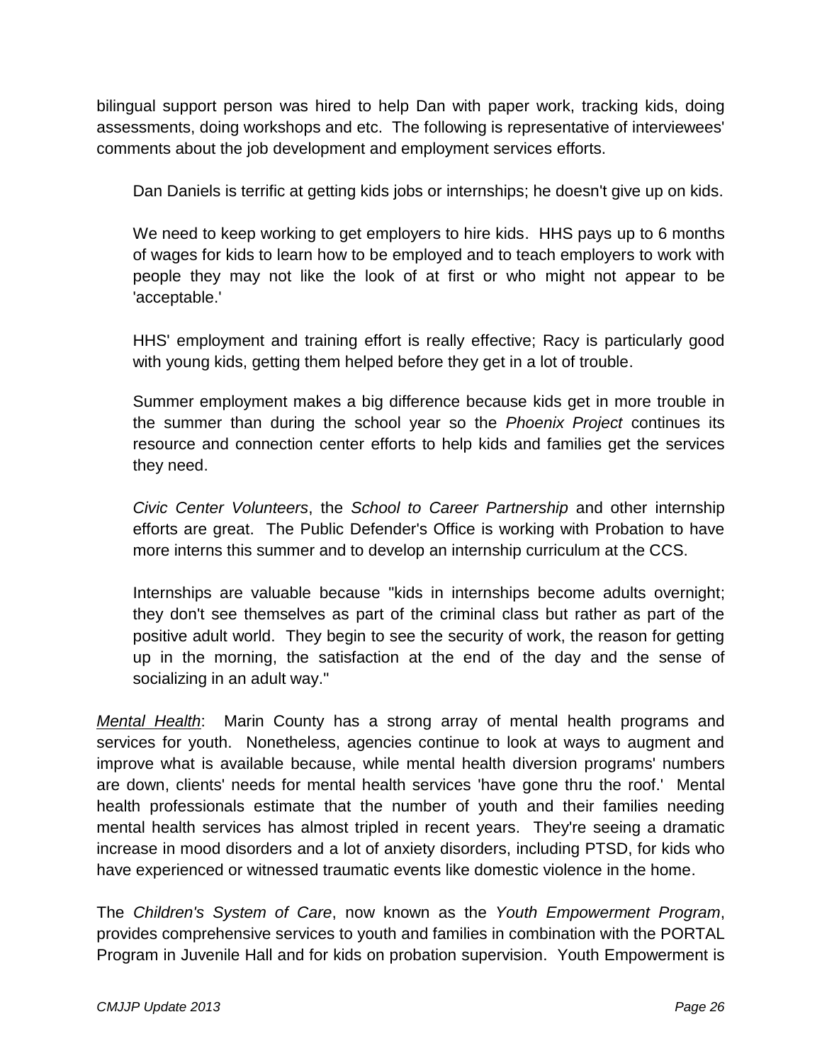bilingual support person was hired to help Dan with paper work, tracking kids, doing assessments, doing workshops and etc. The following is representative of interviewees' comments about the job development and employment services efforts.

> Dan Daniels is terrific at getting kids jobs or internships; he doesn't give up on kids.
>
> We need to keep working to get employers to hire kids. HHS pays up to 6 months of wages for kids to learn how to be employed and to teach employers to work with people they may not like the look of at first or who might not appear to be 'acceptable.'
>
> HHS' employment and training effort is really effective; Racy is particularly good with young kids, getting them helped before they get in a lot of trouble.
>
> Summer employment makes a big difference because kids get in more trouble in the summer than during the school year so the *Phoenix Project* continues its resource and connection center efforts to help kids and families get the services they need.
>
> *Civic Center Volunteers*, the *School to Career Partnership* and other internship efforts are great. The Public Defender's Office is working with Probation to have more interns this summer and to develop an internship curriculum at the CCS.
>
> Internships are valuable because "kids in internships become adults overnight; they don't see themselves as part of the criminal class but rather as part of the positive adult world. They begin to see the security of work, the reason for getting up in the morning, the satisfaction at the end of the day and the sense of socializing in an adult way."

*Mental Health*: Marin County has a strong array of mental health programs and services for youth. Nonetheless, agencies continue to look at ways to augment and improve what is available because, while mental health diversion programs' numbers are down, clients' needs for mental health services 'have gone thru the roof.' Mental health professionals estimate that the number of youth and their families needing mental health services has almost tripled in recent years. They're seeing a dramatic increase in mood disorders and a lot of anxiety disorders, including PTSD, for kids who have experienced or witnessed traumatic events like domestic violence in the home.

The *Children's System of Care*, now known as the *Youth Empowerment Program*, provides comprehensive services to youth and families in combination with the PORTAL Program in Juvenile Hall and for kids on probation supervision. Youth Empowerment is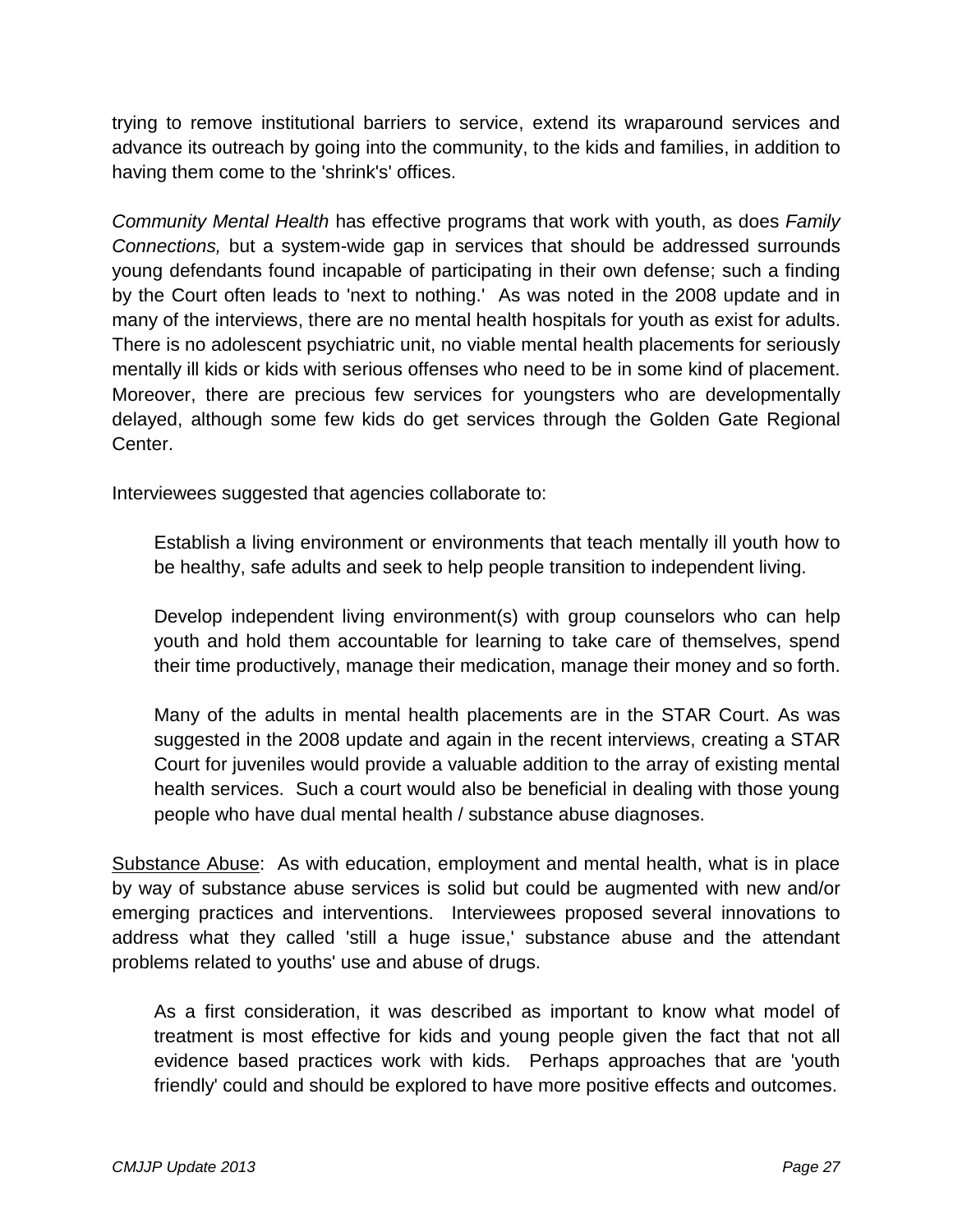trying to remove institutional barriers to service, extend its wraparound services and advance its outreach by going into the community, to the kids and families, in addition to having them come to the 'shrink's' offices.

*Community Mental Health* has effective programs that work with youth, as does *Family Connections,* but a system-wide gap in services that should be addressed surrounds young defendants found incapable of participating in their own defense; such a finding by the Court often leads to 'next to nothing.' As was noted in the 2008 update and in many of the interviews, there are no mental health hospitals for youth as exist for adults. There is no adolescent psychiatric unit, no viable mental health placements for seriously mentally ill kids or kids with serious offenses who need to be in some kind of placement. Moreover, there are precious few services for youngsters who are developmentally delayed, although some few kids do get services through the Golden Gate Regional Center.

Interviewees suggested that agencies collaborate to:

> Establish a living environment or environments that teach mentally ill youth how to be healthy, safe adults and seek to help people transition to independent living.
>
> Develop independent living environment(s) with group counselors who can help youth and hold them accountable for learning to take care of themselves, spend their time productively, manage their medication, manage their money and so forth.
>
> Many of the adults in mental health placements are in the STAR Court. As was suggested in the 2008 update and again in the recent interviews, creating a STAR Court for juveniles would provide a valuable addition to the array of existing mental health services. Such a court would also be beneficial in dealing with those young people who have dual mental health / substance abuse diagnoses.

<u>Substance Abuse</u>: As with education, employment and mental health, what is in place by way of substance abuse services is solid but could be augmented with new and/or emerging practices and interventions. Interviewees proposed several innovations to address what they called 'still a huge issue,' substance abuse and the attendant problems related to youths' use and abuse of drugs.

> As a first consideration, it was described as important to know what model of treatment is most effective for kids and young people given the fact that not all evidence based practices work with kids. Perhaps approaches that are 'youth friendly' could and should be explored to have more positive effects and outcomes.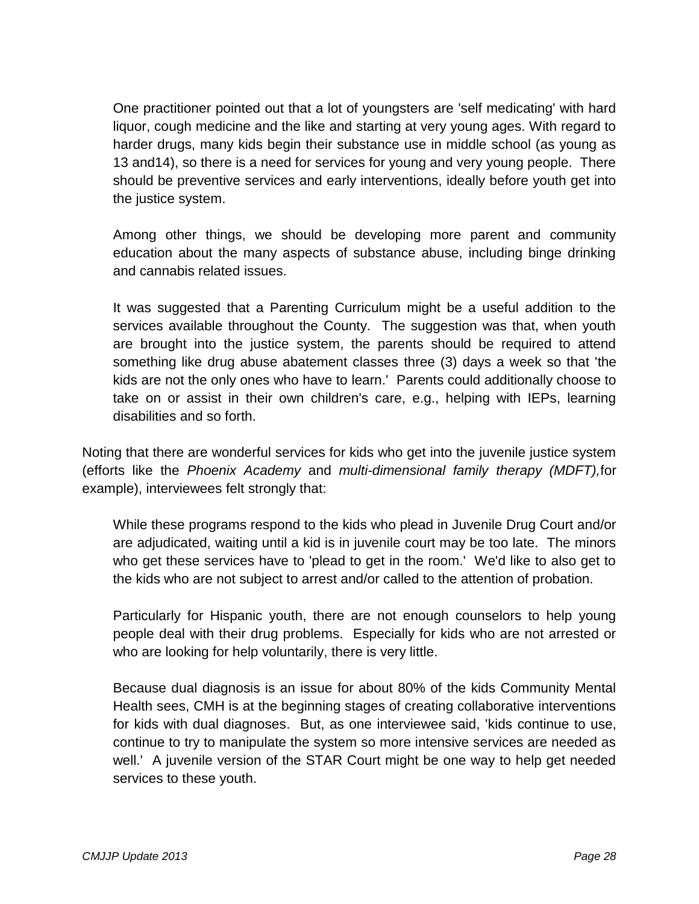One practitioner pointed out that a lot of youngsters are 'self medicating' with hard liquor, cough medicine and the like and starting at very young ages. With regard to harder drugs, many kids begin their substance use in middle school (as young as 13 and14), so there is a need for services for young and very young people. There should be preventive services and early interventions, ideally before youth get into the justice system.

Among other things, we should be developing more parent and community education about the many aspects of substance abuse, including binge drinking and cannabis related issues.

It was suggested that a Parenting Curriculum might be a useful addition to the services available throughout the County. The suggestion was that, when youth are brought into the justice system, the parents should be required to attend something like drug abuse abatement classes three (3) days a week so that 'the kids are not the only ones who have to learn.' Parents could additionally choose to take on or assist in their own children's care, e.g., helping with IEPs, learning disabilities and so forth.

Noting that there are wonderful services for kids who get into the juvenile justice system (efforts like the *Phoenix Academy* and *multi-dimensional family therapy (MDFT),*for example), interviewees felt strongly that:

While these programs respond to the kids who plead in Juvenile Drug Court and/or are adjudicated, waiting until a kid is in juvenile court may be too late. The minors who get these services have to 'plead to get in the room.' We'd like to also get to the kids who are not subject to arrest and/or called to the attention of probation.

Particularly for Hispanic youth, there are not enough counselors to help young people deal with their drug problems. Especially for kids who are not arrested or who are looking for help voluntarily, there is very little.

Because dual diagnosis is an issue for about 80% of the kids Community Mental Health sees, CMH is at the beginning stages of creating collaborative interventions for kids with dual diagnoses. But, as one interviewee said, 'kids continue to use, continue to try to manipulate the system so more intensive services are needed as well.' A juvenile version of the STAR Court might be one way to help get needed services to these youth.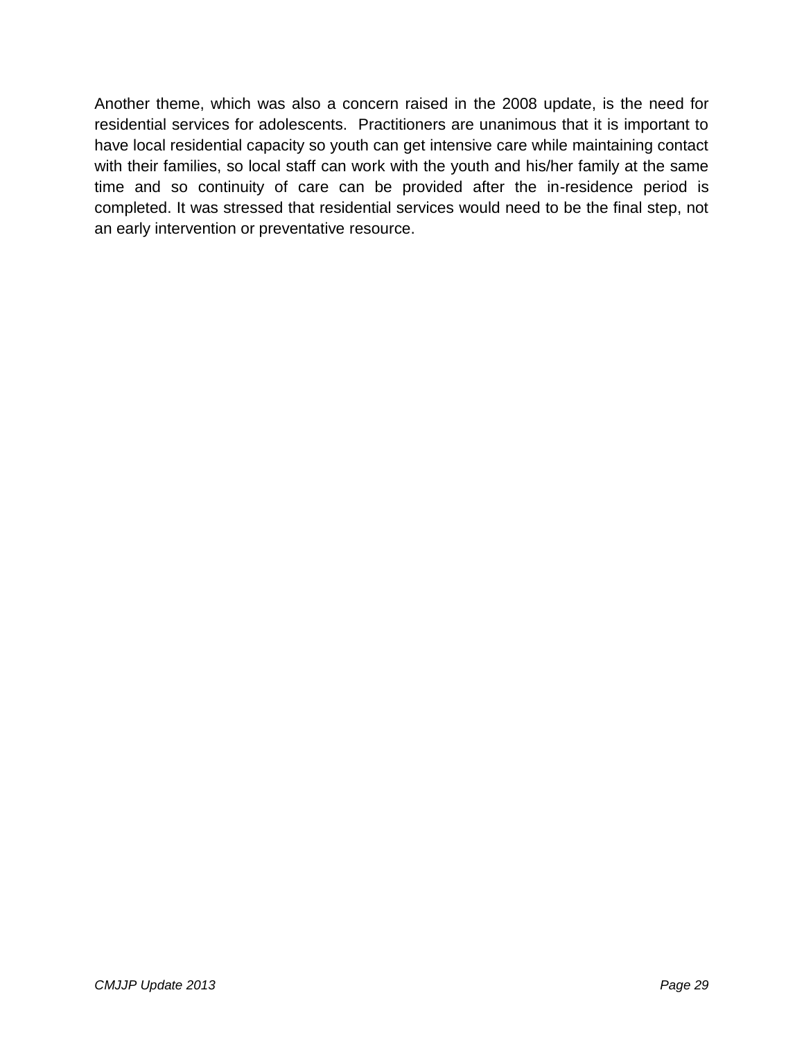Another theme, which was also a concern raised in the 2008 update, is the need for residential services for adolescents.  Practitioners are unanimous that it is important to have local residential capacity so youth can get intensive care while maintaining contact with their families, so local staff can work with the youth and his/her family at the same time and so continuity of care can be provided after the in-residence period is completed. It was stressed that residential services would need to be the final step, not an early intervention or preventative resource.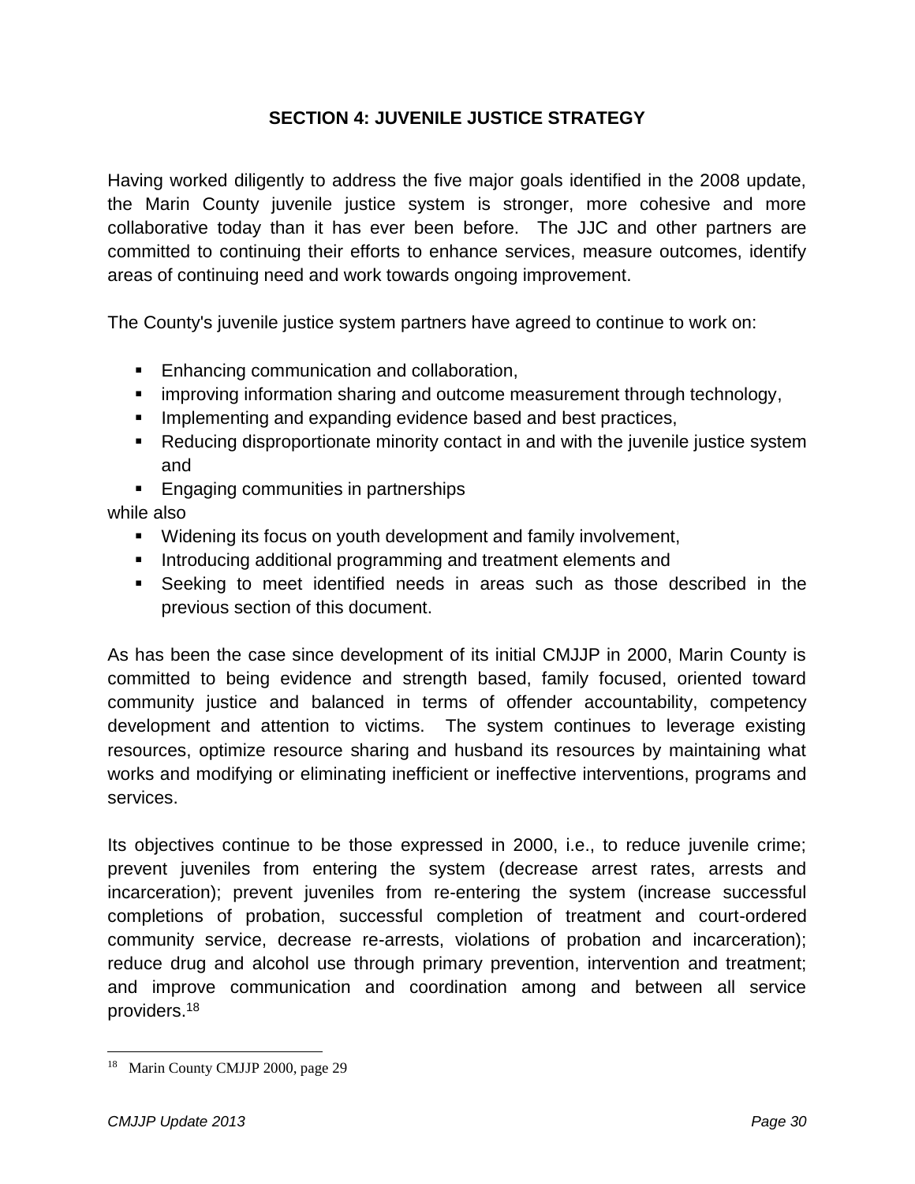## SECTION 4: JUVENILE JUSTICE STRATEGY

Having worked diligently to address the five major goals identified in the 2008 update, the Marin County juvenile justice system is stronger, more cohesive and more collaborative today than it has ever been before. The JJC and other partners are committed to continuing their efforts to enhance services, measure outcomes, identify areas of continuing need and work towards ongoing improvement.

The County's juvenile justice system partners have agreed to continue to work on:

- Enhancing communication and collaboration,
- improving information sharing and outcome measurement through technology,
- Implementing and expanding evidence based and best practices,
- Reducing disproportionate minority contact in and with the juvenile justice system and
- Engaging communities in partnerships

while also

- Widening its focus on youth development and family involvement,
- Introducing additional programming and treatment elements and
- Seeking to meet identified needs in areas such as those described in the previous section of this document.

As has been the case since development of its initial CMJJP in 2000, Marin County is committed to being evidence and strength based, family focused, oriented toward community justice and balanced in terms of offender accountability, competency development and attention to victims. The system continues to leverage existing resources, optimize resource sharing and husband its resources by maintaining what works and modifying or eliminating inefficient or ineffective interventions, programs and services.

Its objectives continue to be those expressed in 2000, i.e., to reduce juvenile crime; prevent juveniles from entering the system (decrease arrest rates, arrests and incarceration); prevent juveniles from re-entering the system (increase successful completions of probation, successful completion of treatment and court-ordered community service, decrease re-arrests, violations of probation and incarceration); reduce drug and alcohol use through primary prevention, intervention and treatment; and improve communication and coordination among and between all service providers.[18]

---

[18] Marin County CMJJP 2000, page 29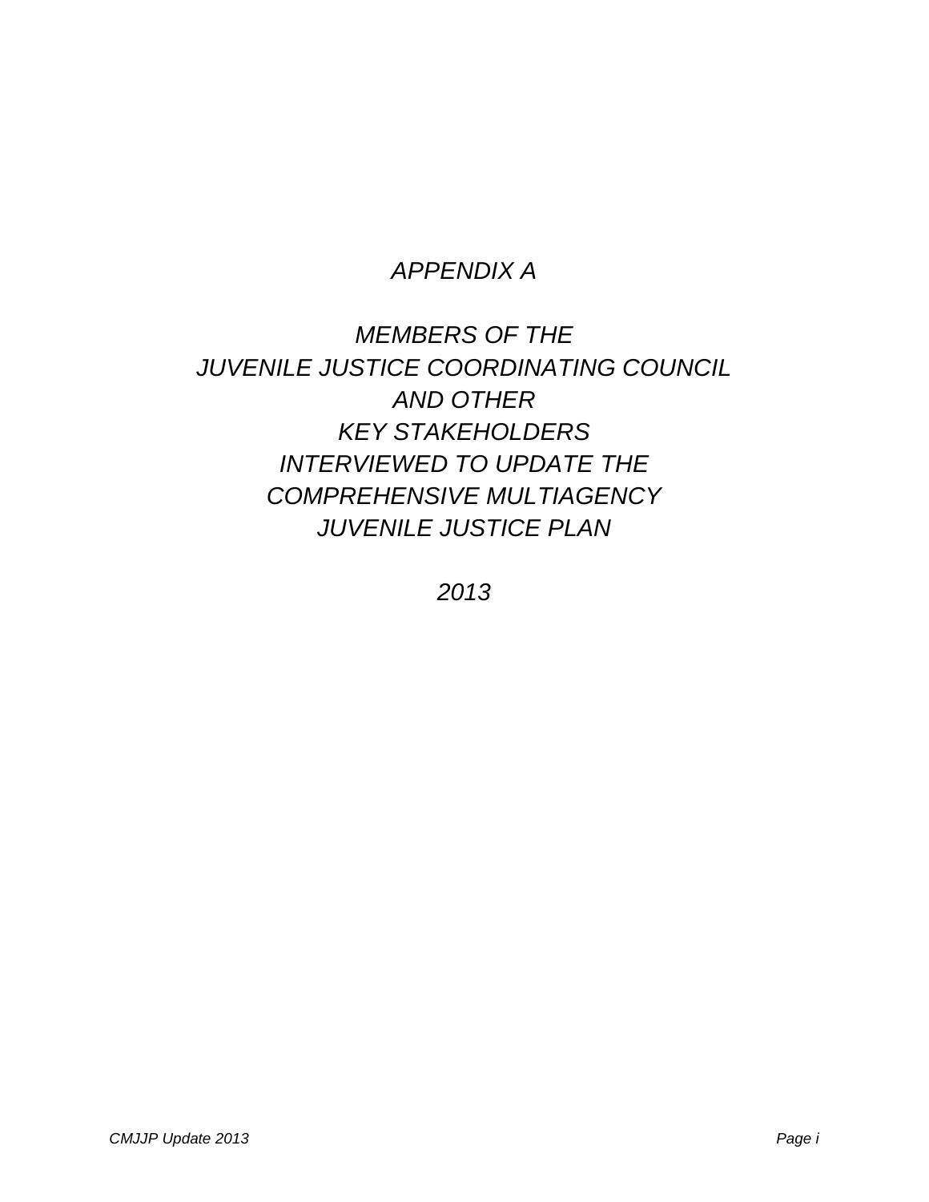# *APPENDIX A*

## *MEMBERS OF THE JUVENILE JUSTICE COORDINATING COUNCIL AND OTHER KEY STAKEHOLDERS INTERVIEWED TO UPDATE THE COMPREHENSIVE MULTIAGENCY JUVENILE JUSTICE PLAN*

*2013*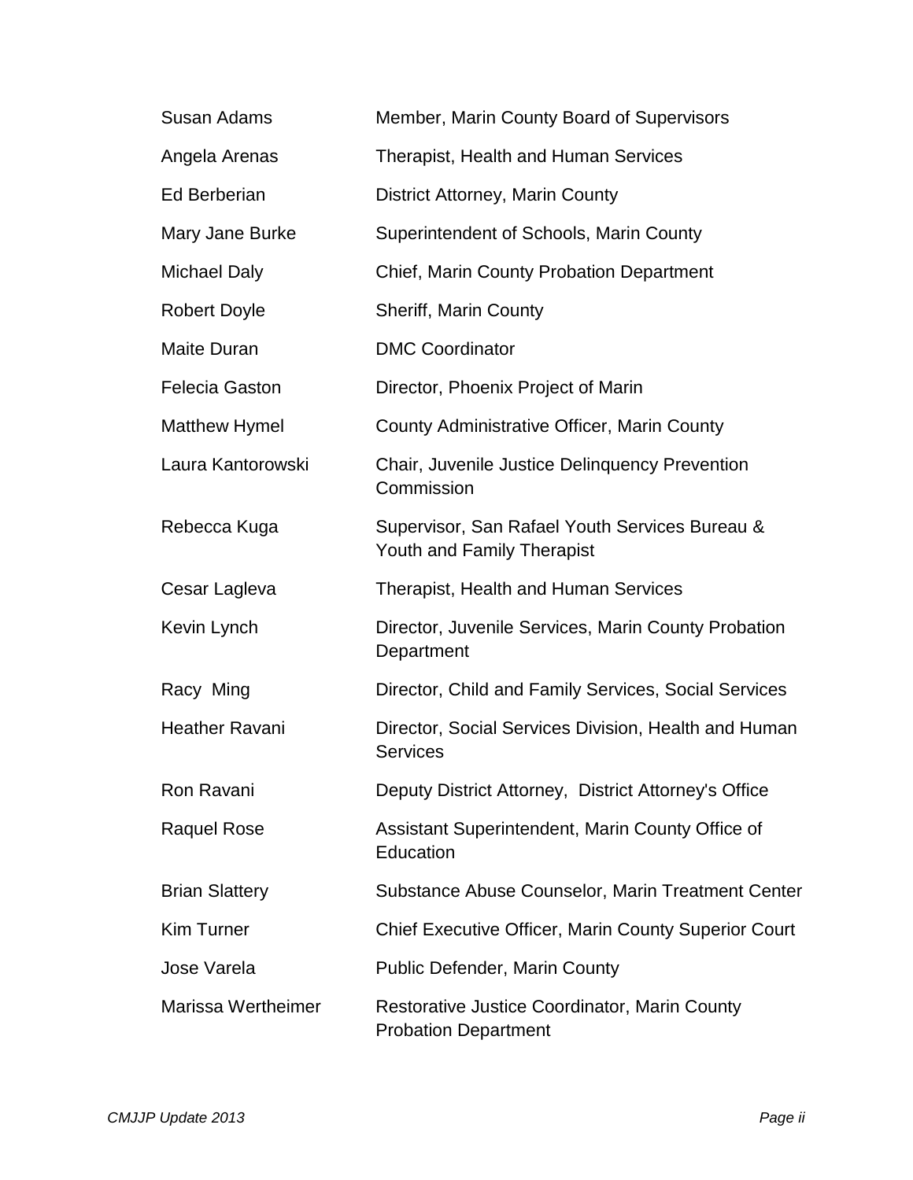| | |
|---|---|
| Susan Adams | Member, Marin County Board of Supervisors |
| Angela Arenas | Therapist, Health and Human Services |
| Ed Berberian | District Attorney, Marin County |
| Mary Jane Burke | Superintendent of Schools, Marin County |
| Michael Daly | Chief, Marin County Probation Department |
| Robert Doyle | Sheriff, Marin County |
| Maite Duran | DMC Coordinator |
| Felecia Gaston | Director, Phoenix Project of Marin |
| Matthew Hymel | County Administrative Officer, Marin County |
| Laura Kantorowski | Chair, Juvenile Justice Delinquency Prevention Commission |
| Rebecca Kuga | Supervisor, San Rafael Youth Services Bureau & Youth and Family Therapist |
| Cesar Lagleva | Therapist, Health and Human Services |
| Kevin Lynch | Director, Juvenile Services, Marin County Probation Department |
| Racy Ming | Director, Child and Family Services, Social Services |
| Heather Ravani | Director, Social Services Division, Health and Human Services |
| Ron Ravani | Deputy District Attorney, District Attorney's Office |
| Raquel Rose | Assistant Superintendent, Marin County Office of Education |
| Brian Slattery | Substance Abuse Counselor, Marin Treatment Center |
| Kim Turner | Chief Executive Officer, Marin County Superior Court |
| Jose Varela | Public Defender, Marin County |
| Marissa Wertheimer | Restorative Justice Coordinator, Marin County Probation Department |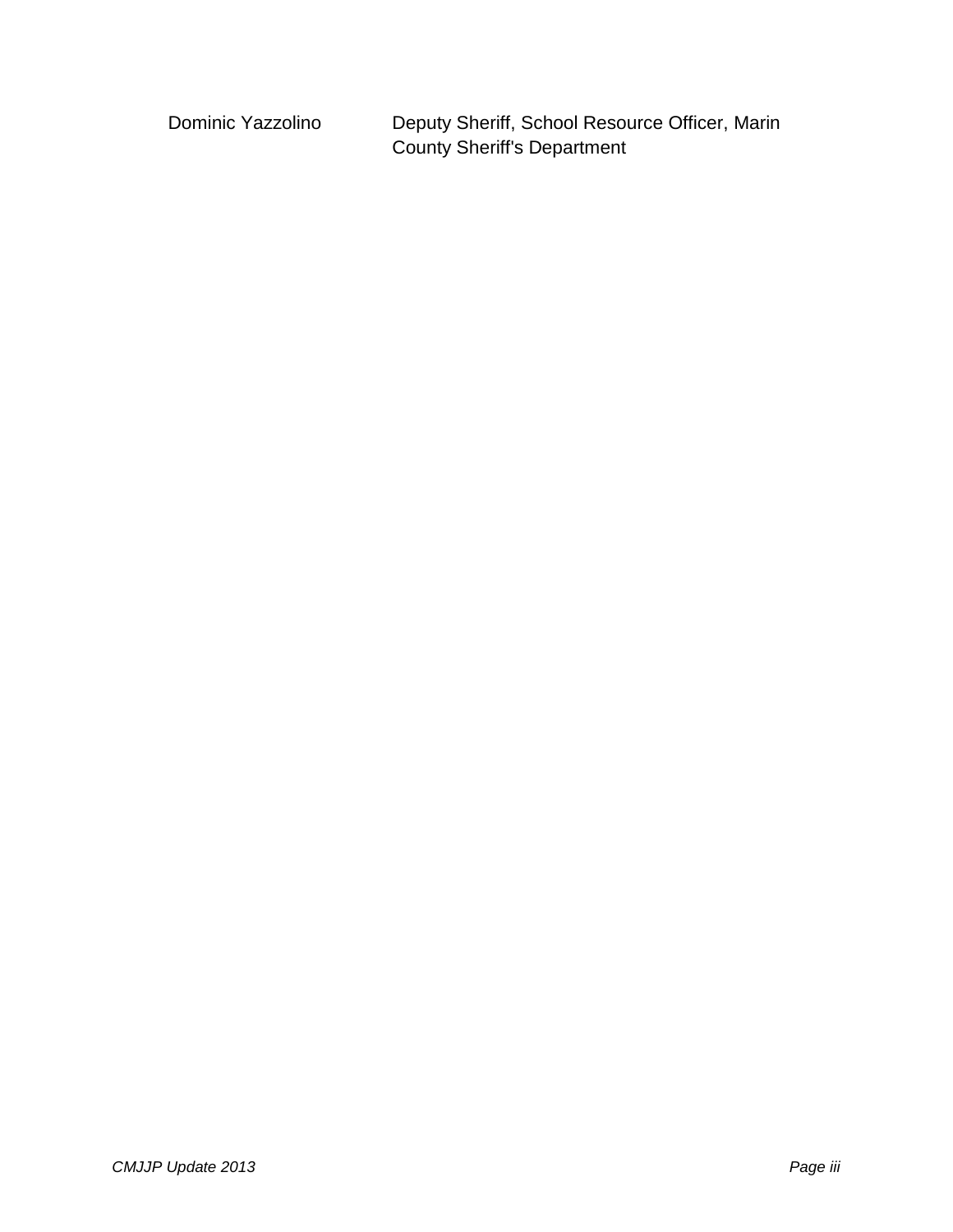| | |
|---|---|
| Dominic Yazzolino | Deputy Sheriff, School Resource Officer, Marin County Sheriff's Department |